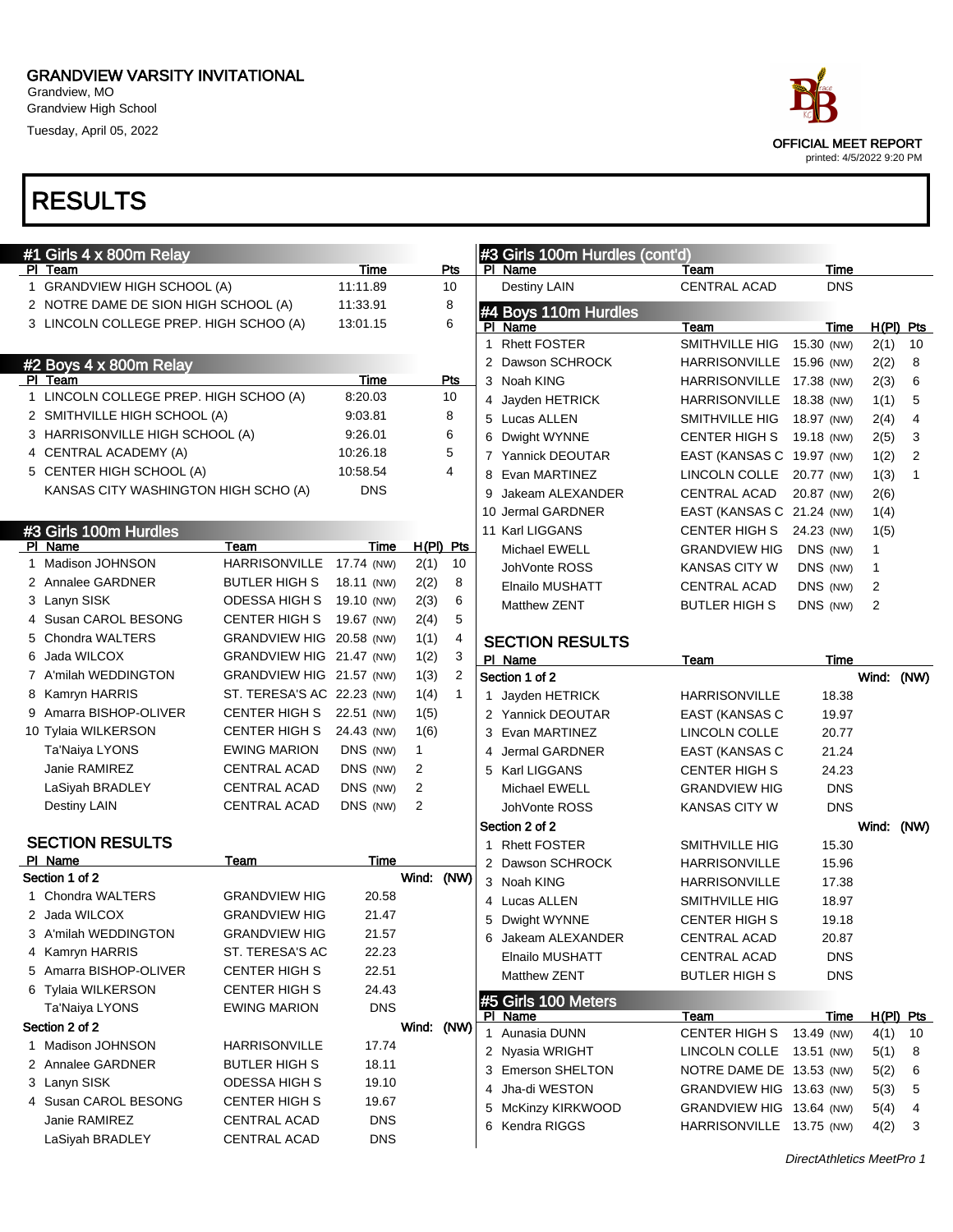# GRANDVIEW VARSITY INVITATIONAL

Grandview, MO
Grandview High School
Tuesday, April 05, 2022

OFFICIAL MEET REPORT
printed: 4/5/2022 9:20 PM

# RESULTS

## #1 Girls 4 x 800m Relay

| Pl | Team | Time | Pts |
|---|---|---|---|
| 1 | GRANDVIEW HIGH SCHOOL (A) | 11:11.89 | 10 |
| 2 | NOTRE DAME DE SION HIGH SCHOOL (A) | 11:33.91 | 8 |
| 3 | LINCOLN COLLEGE PREP. HIGH SCHOO (A) | 13:01.15 | 6 |

## #2 Boys 4 x 800m Relay

| Pl | Team | Time | Pts |
|---|---|---|---|
| 1 | LINCOLN COLLEGE PREP. HIGH SCHOO (A) | 8:20.03 | 10 |
| 2 | SMITHVILLE HIGH SCHOOL (A) | 9:03.81 | 8 |
| 3 | HARRISONVILLE HIGH SCHOOL (A) | 9:26.01 | 6 |
| 4 | CENTRAL ACADEMY (A) | 10:26.18 | 5 |
| 5 | CENTER HIGH SCHOOL (A) | 10:58.54 | 4 |
| | KANSAS CITY WASHINGTON HIGH SCHO (A) | DNS | |

## #3 Girls 100m Hurdles

| Pl | Name | Team | Time | | H(Pl) | Pts |
|---|---|---|---|---|---|---|
| 1 | Madison JOHNSON | HARRISONVILLE | 17.74 | (NW) | 2(1) | 10 |
| 2 | Annalee GARDNER | BUTLER HIGH S | 18.11 | (NW) | 2(2) | 8 |
| 3 | Lanyn SISK | ODESSA HIGH S | 19.10 | (NW) | 2(3) | 6 |
| 4 | Susan CAROL BESONG | CENTER HIGH S | 19.67 | (NW) | 2(4) | 5 |
| 5 | Chondra WALTERS | GRANDVIEW HIG | 20.58 | (NW) | 1(1) | 4 |
| 6 | Jada WILCOX | GRANDVIEW HIG | 21.47 | (NW) | 1(2) | 3 |
| 7 | A'milah WEDDINGTON | GRANDVIEW HIG | 21.57 | (NW) | 1(3) | 2 |
| 8 | Kamryn HARRIS | ST. TERESA'S AC | 22.23 | (NW) | 1(4) | 1 |
| 9 | Amarra BISHOP-OLIVER | CENTER HIGH S | 22.51 | (NW) | 1(5) | |
| 10 | Tylaia WILKERSON | CENTER HIGH S | 24.43 | (NW) | 1(6) | |
| | Ta'Naiya LYONS | EWING MARION | DNS | (NW) | 1 | |
| | Janie RAMIREZ | CENTRAL ACAD | DNS | (NW) | 2 | |
| | LaSiyah BRADLEY | CENTRAL ACAD | DNS | (NW) | 2 | |
| | Destiny LAIN | CENTRAL ACAD | DNS | (NW) | 2 | |

### SECTION RESULTS

| Pl | Name | Team | Time |
|---|---|---|---|
| **Section 1 of 2** | | | Wind: (NW) |
| 1 | Chondra WALTERS | GRANDVIEW HIG | 20.58 |
| 2 | Jada WILCOX | GRANDVIEW HIG | 21.47 |
| 3 | A'milah WEDDINGTON | GRANDVIEW HIG | 21.57 |
| 4 | Kamryn HARRIS | ST. TERESA'S AC | 22.23 |
| 5 | Amarra BISHOP-OLIVER | CENTER HIGH S | 22.51 |
| 6 | Tylaia WILKERSON | CENTER HIGH S | 24.43 |
| | Ta'Naiya LYONS | EWING MARION | DNS |
| **Section 2 of 2** | | | Wind: (NW) |
| 1 | Madison JOHNSON | HARRISONVILLE | 17.74 |
| 2 | Annalee GARDNER | BUTLER HIGH S | 18.11 |
| 3 | Lanyn SISK | ODESSA HIGH S | 19.10 |
| 4 | Susan CAROL BESONG | CENTER HIGH S | 19.67 |
| | Janie RAMIREZ | CENTRAL ACAD | DNS |
| | LaSiyah BRADLEY | CENTRAL ACAD | DNS |
| | Destiny LAIN | CENTRAL ACAD | DNS |

## #4 Boys 110m Hurdles

| Pl | Name | Team | Time | | H(Pl) | Pts |
|---|---|---|---|---|---|---|
| 1 | Rhett FOSTER | SMITHVILLE HIG | 15.30 | (NW) | 2(1) | 10 |
| 2 | Dawson SCHROCK | HARRISONVILLE | 15.96 | (NW) | 2(2) | 8 |
| 3 | Noah KING | HARRISONVILLE | 17.38 | (NW) | 2(3) | 6 |
| 4 | Jayden HETRICK | HARRISONVILLE | 18.38 | (NW) | 1(1) | 5 |
| 5 | Lucas ALLEN | SMITHVILLE HIG | 18.97 | (NW) | 2(4) | 4 |
| 6 | Dwight WYNNE | CENTER HIGH S | 19.18 | (NW) | 2(5) | 3 |
| 7 | Yannick DEOUTAR | EAST (KANSAS C | 19.97 | (NW) | 1(2) | 2 |
| 8 | Evan MARTINEZ | LINCOLN COLLE | 20.77 | (NW) | 1(3) | 1 |
| 9 | Jakeam ALEXANDER | CENTRAL ACAD | 20.87 | (NW) | 2(6) | |
| 10 | Jermal GARDNER | EAST (KANSAS C | 21.24 | (NW) | 1(4) | |
| 11 | Karl LIGGANS | CENTER HIGH S | 24.23 | (NW) | 1(5) | |
| | Michael EWELL | GRANDVIEW HIG | DNS | (NW) | 1 | |
| | JohVonte ROSS | KANSAS CITY W | DNS | (NW) | 1 | |
| | Elnailo MUSHATT | CENTRAL ACAD | DNS | (NW) | 2 | |
| | Matthew ZENT | BUTLER HIGH S | DNS | (NW) | 2 | |

### SECTION RESULTS

| Pl | Name | Team | Time |
|---|---|---|---|
| **Section 1 of 2** | | | Wind: (NW) |
| 1 | Jayden HETRICK | HARRISONVILLE | 18.38 |
| 2 | Yannick DEOUTAR | EAST (KANSAS C | 19.97 |
| 3 | Evan MARTINEZ | LINCOLN COLLE | 20.77 |
| 4 | Jermal GARDNER | EAST (KANSAS C | 21.24 |
| 5 | Karl LIGGANS | CENTER HIGH S | 24.23 |
| | Michael EWELL | GRANDVIEW HIG | DNS |
| | JohVonte ROSS | KANSAS CITY W | DNS |
| **Section 2 of 2** | | | Wind: (NW) |
| 1 | Rhett FOSTER | SMITHVILLE HIG | 15.30 |
| 2 | Dawson SCHROCK | HARRISONVILLE | 15.96 |
| 3 | Noah KING | HARRISONVILLE | 17.38 |
| 4 | Lucas ALLEN | SMITHVILLE HIG | 18.97 |
| 5 | Dwight WYNNE | CENTER HIGH S | 19.18 |
| 6 | Jakeam ALEXANDER | CENTRAL ACAD | 20.87 |
| | Elnailo MUSHATT | CENTRAL ACAD | DNS |
| | Matthew ZENT | BUTLER HIGH S | DNS |

## #5 Girls 100 Meters

| Pl | Name | Team | Time | | H(Pl) | Pts |
|---|---|---|---|---|---|---|
| 1 | Aunasia DUNN | CENTER HIGH S | 13.49 | (NW) | 4(1) | 10 |
| 2 | Nyasia WRIGHT | LINCOLN COLLE | 13.51 | (NW) | 5(1) | 8 |
| 3 | Emerson SHELTON | NOTRE DAME DE | 13.53 | (NW) | 5(2) | 6 |
| 4 | Jha-di WESTON | GRANDVIEW HIG | 13.63 | (NW) | 5(3) | 5 |
| 5 | McKinzy KIRKWOOD | GRANDVIEW HIG | 13.64 | (NW) | 5(4) | 4 |
| 6 | Kendra RIGGS | HARRISONVILLE | 13.75 | (NW) | 4(2) | 3 |

*DirectAthletics MeetPro 1*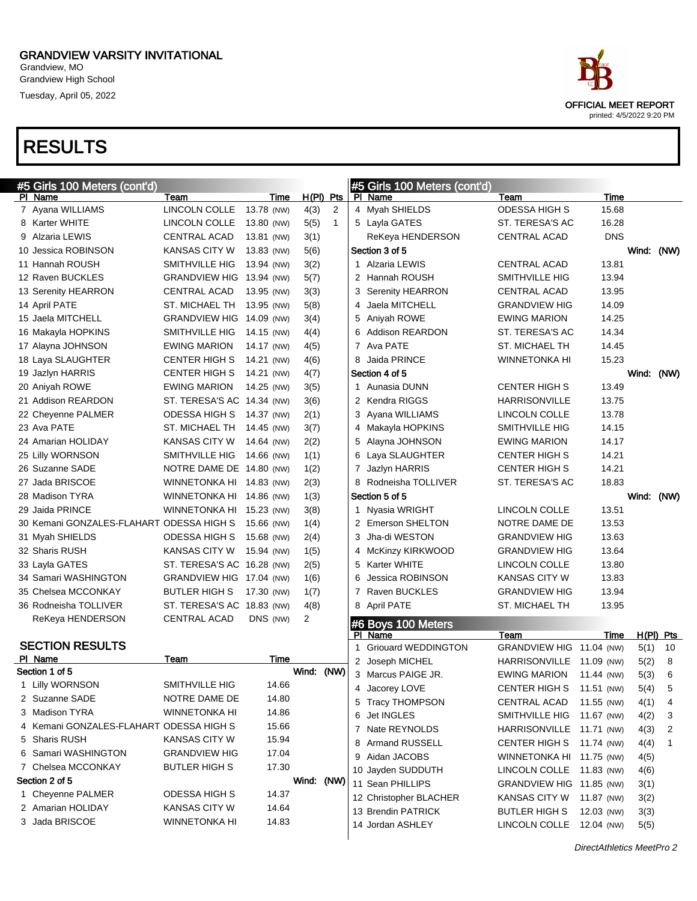GRANDVIEW VARSITY INVITATIONAL
Grandview, MO
Grandview High School
Tuesday, April 05, 2022

OFFICIAL MEET REPORT
printed: 4/5/2022 9:20 PM

# RESULTS

## #5 Girls 100 Meters (cont'd)

| Pl | Name | Team | Time | | H(Pl) | Pts |
|---|---|---|---|---|---|---|
| 7 | Ayana WILLIAMS | LINCOLN COLLE | 13.78 | (NW) | 4(3) | 2 |
| 8 | Karter WHITE | LINCOLN COLLE | 13.80 | (NW) | 5(5) | 1 |
| 9 | Alzaria LEWIS | CENTRAL ACAD | 13.81 | (NW) | 3(1) | |
| 10 | Jessica ROBINSON | KANSAS CITY W | 13.83 | (NW) | 5(6) | |
| 11 | Hannah ROUSH | SMITHVILLE HIG | 13.94 | (NW) | 3(2) | |
| 12 | Raven BUCKLES | GRANDVIEW HIG | 13.94 | (NW) | 5(7) | |
| 13 | Serenity HEARRON | CENTRAL ACAD | 13.95 | (NW) | 3(3) | |
| 14 | April PATE | ST. MICHAEL TH | 13.95 | (NW) | 5(8) | |
| 15 | Jaela MITCHELL | GRANDVIEW HIG | 14.09 | (NW) | 3(4) | |
| 16 | Makayla HOPKINS | SMITHVILLE HIG | 14.15 | (NW) | 4(4) | |
| 17 | Alayna JOHNSON | EWING MARION | 14.17 | (NW) | 4(5) | |
| 18 | Laya SLAUGHTER | CENTER HIGH S | 14.21 | (NW) | 4(6) | |
| 19 | Jazlyn HARRIS | CENTER HIGH S | 14.21 | (NW) | 4(7) | |
| 20 | Aniyah ROWE | EWING MARION | 14.25 | (NW) | 3(5) | |
| 21 | Addison REARDON | ST. TERESA'S AC | 14.34 | (NW) | 3(6) | |
| 22 | Cheyenne PALMER | ODESSA HIGH S | 14.37 | (NW) | 2(1) | |
| 23 | Ava PATE | ST. MICHAEL TH | 14.45 | (NW) | 3(7) | |
| 24 | Amarian HOLIDAY | KANSAS CITY W | 14.64 | (NW) | 2(2) | |
| 25 | Lilly WORNSON | SMITHVILLE HIG | 14.66 | (NW) | 1(1) | |
| 26 | Suzanne SADE | NOTRE DAME DE | 14.80 | (NW) | 1(2) | |
| 27 | Jada BRISCOE | WINNETONKA HI | 14.83 | (NW) | 2(3) | |
| 28 | Madison TYRA | WINNETONKA HI | 14.86 | (NW) | 1(3) | |
| 29 | Jaida PRINCE | WINNETONKA HI | 15.23 | (NW) | 3(8) | |
| 30 | Kemani GONZALES-FLAHART | ODESSA HIGH S | 15.66 | (NW) | 1(4) | |
| 31 | Myah SHIELDS | ODESSA HIGH S | 15.68 | (NW) | 2(4) | |
| 32 | Sharis RUSH | KANSAS CITY W | 15.94 | (NW) | 1(5) | |
| 33 | Layla GATES | ST. TERESA'S AC | 16.28 | (NW) | 2(5) | |
| 34 | Samari WASHINGTON | GRANDVIEW HIG | 17.04 | (NW) | 1(6) | |
| 35 | Chelsea MCCONKAY | BUTLER HIGH S | 17.30 | (NW) | 1(7) | |
| 36 | Rodneisha TOLLIVER | ST. TERESA'S AC | 18.83 | (NW) | 4(8) | |
| | ReKeya HENDERSON | CENTRAL ACAD | DNS | (NW) | 2 | |

### SECTION RESULTS

| Pl | Name | Team | Time |
|---|---|---|---|
| **Section 1 of 5** | | | Wind: (NW) |
| 1 | Lilly WORNSON | SMITHVILLE HIG | 14.66 |
| 2 | Suzanne SADE | NOTRE DAME DE | 14.80 |
| 3 | Madison TYRA | WINNETONKA HI | 14.86 |
| 4 | Kemani GONZALES-FLAHART | ODESSA HIGH S | 15.66 |
| 5 | Sharis RUSH | KANSAS CITY W | 15.94 |
| 6 | Samari WASHINGTON | GRANDVIEW HIG | 17.04 |
| 7 | Chelsea MCCONKAY | BUTLER HIGH S | 17.30 |
| **Section 2 of 5** | | | Wind: (NW) |
| 1 | Cheyenne PALMER | ODESSA HIGH S | 14.37 |
| 2 | Amarian HOLIDAY | KANSAS CITY W | 14.64 |
| 3 | Jada BRISCOE | WINNETONKA HI | 14.83 |
| 4 | Myah SHIELDS | ODESSA HIGH S | 15.68 |
| 5 | Layla GATES | ST. TERESA'S AC | 16.28 |
| | ReKeya HENDERSON | CENTRAL ACAD | DNS |
| **Section 3 of 5** | | | Wind: (NW) |
| 1 | Alzaria LEWIS | CENTRAL ACAD | 13.81 |
| 2 | Hannah ROUSH | SMITHVILLE HIG | 13.94 |
| 3 | Serenity HEARRON | CENTRAL ACAD | 13.95 |
| 4 | Jaela MITCHELL | GRANDVIEW HIG | 14.09 |
| 5 | Aniyah ROWE | EWING MARION | 14.25 |
| 6 | Addison REARDON | ST. TERESA'S AC | 14.34 |
| 7 | Ava PATE | ST. MICHAEL TH | 14.45 |
| 8 | Jaida PRINCE | WINNETONKA HI | 15.23 |
| **Section 4 of 5** | | | Wind: (NW) |
| 1 | Aunasia DUNN | CENTER HIGH S | 13.49 |
| 2 | Kendra RIGGS | HARRISONVILLE | 13.75 |
| 3 | Ayana WILLIAMS | LINCOLN COLLE | 13.78 |
| 4 | Makayla HOPKINS | SMITHVILLE HIG | 14.15 |
| 5 | Alayna JOHNSON | EWING MARION | 14.17 |
| 6 | Laya SLAUGHTER | CENTER HIGH S | 14.21 |
| 7 | Jazlyn HARRIS | CENTER HIGH S | 14.21 |
| 8 | Rodneisha TOLLIVER | ST. TERESA'S AC | 18.83 |
| **Section 5 of 5** | | | Wind: (NW) |
| 1 | Nyasia WRIGHT | LINCOLN COLLE | 13.51 |
| 2 | Emerson SHELTON | NOTRE DAME DE | 13.53 |
| 3 | Jha-di WESTON | GRANDVIEW HIG | 13.63 |
| 4 | McKinzy KIRKWOOD | GRANDVIEW HIG | 13.64 |
| 5 | Karter WHITE | LINCOLN COLLE | 13.80 |
| 6 | Jessica ROBINSON | KANSAS CITY W | 13.83 |
| 7 | Raven BUCKLES | GRANDVIEW HIG | 13.94 |
| 8 | April PATE | ST. MICHAEL TH | 13.95 |

## #6 Boys 100 Meters

| Pl | Name | Team | Time | | H(Pl) | Pts |
|---|---|---|---|---|---|---|
| 1 | Griouard WEDDINGTON | GRANDVIEW HIG | 11.04 | (NW) | 5(1) | 10 |
| 2 | Joseph MICHEL | HARRISONVILLE | 11.09 | (NW) | 5(2) | 8 |
| 3 | Marcus PAIGE JR. | EWING MARION | 11.44 | (NW) | 5(3) | 6 |
| 4 | Jacorey LOVE | CENTER HIGH S | 11.51 | (NW) | 5(4) | 5 |
| 5 | Tracy THOMPSON | CENTRAL ACAD | 11.55 | (NW) | 4(1) | 4 |
| 6 | Jet INGLES | SMITHVILLE HIG | 11.67 | (NW) | 4(2) | 3 |
| 7 | Nate REYNOLDS | HARRISONVILLE | 11.71 | (NW) | 4(3) | 2 |
| 8 | Armand RUSSELL | CENTER HIGH S | 11.74 | (NW) | 4(4) | 1 |
| 9 | Aidan JACOBS | WINNETONKA HI | 11.75 | (NW) | 4(5) | |
| 10 | Jayden SUDDUTH | LINCOLN COLLE | 11.83 | (NW) | 4(6) | |
| 11 | Sean PHILLIPS | GRANDVIEW HIG | 11.85 | (NW) | 3(1) | |
| 12 | Christopher BLACHER | KANSAS CITY W | 11.87 | (NW) | 3(2) | |
| 13 | Brendin PATRICK | BUTLER HIGH S | 12.03 | (NW) | 3(3) | |
| 14 | Jordan ASHLEY | LINCOLN COLLE | 12.04 | (NW) | 5(5) | |

DirectAthletics MeetPro 2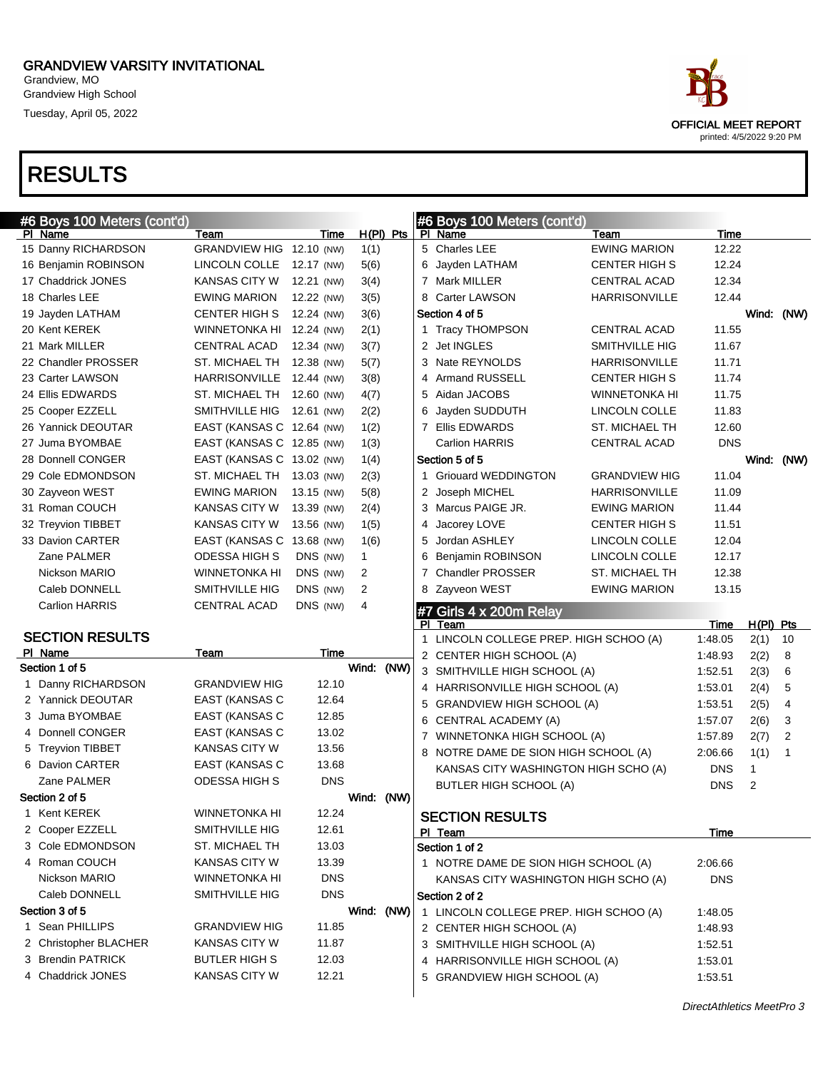# RESULTS

## #6 Boys 100 Meters (cont'd)

| Pl | Name | Team | Time | | H(Pl) | Pts |
|---|---|---|---|---|---|---|
| 15 | Danny RICHARDSON | GRANDVIEW HIG | 12.10 | (NW) | 1(1) | |
| 16 | Benjamin ROBINSON | LINCOLN COLLE | 12.17 | (NW) | 5(6) | |
| 17 | Chaddrick JONES | KANSAS CITY W | 12.21 | (NW) | 3(4) | |
| 18 | Charles LEE | EWING MARION | 12.22 | (NW) | 3(5) | |
| 19 | Jayden LATHAM | CENTER HIGH S | 12.24 | (NW) | 3(6) | |
| 20 | Kent KEREK | WINNETONKA HI | 12.24 | (NW) | 2(1) | |
| 21 | Mark MILLER | CENTRAL ACAD | 12.34 | (NW) | 3(7) | |
| 22 | Chandler PROSSER | ST. MICHAEL TH | 12.38 | (NW) | 5(7) | |
| 23 | Carter LAWSON | HARRISONVILLE | 12.44 | (NW) | 3(8) | |
| 24 | Ellis EDWARDS | ST. MICHAEL TH | 12.60 | (NW) | 4(7) | |
| 25 | Cooper EZZELL | SMITHVILLE HIG | 12.61 | (NW) | 2(2) | |
| 26 | Yannick DEOUTAR | EAST (KANSAS C | 12.64 | (NW) | 1(2) | |
| 27 | Juma BYOMBAE | EAST (KANSAS C | 12.85 | (NW) | 1(3) | |
| 28 | Donnell CONGER | EAST (KANSAS C | 13.02 | (NW) | 1(4) | |
| 29 | Cole EDMONDSON | ST. MICHAEL TH | 13.03 | (NW) | 2(3) | |
| 30 | Zayveon WEST | EWING MARION | 13.15 | (NW) | 5(8) | |
| 31 | Roman COUCH | KANSAS CITY W | 13.39 | (NW) | 2(4) | |
| 32 | Treyvion TIBBET | KANSAS CITY W | 13.56 | (NW) | 1(5) | |
| 33 | Davion CARTER | EAST (KANSAS C | 13.68 | (NW) | 1(6) | |
| | Zane PALMER | ODESSA HIGH S | DNS | (NW) | 1 | |
| | Nickson MARIO | WINNETONKA HI | DNS | (NW) | 2 | |
| | Caleb DONNELL | SMITHVILLE HIG | DNS | (NW) | 2 | |
| | Carlion HARRIS | CENTRAL ACAD | DNS | (NW) | 4 | |

### SECTION RESULTS

| Pl | Name | Team | Time |
|---|---|---|---|
| **Section 1 of 5** | | | Wind: (NW) |
| 1 | Danny RICHARDSON | GRANDVIEW HIG | 12.10 |
| 2 | Yannick DEOUTAR | EAST (KANSAS C | 12.64 |
| 3 | Juma BYOMBAE | EAST (KANSAS C | 12.85 |
| 4 | Donnell CONGER | EAST (KANSAS C | 13.02 |
| 5 | Treyvion TIBBET | KANSAS CITY W | 13.56 |
| 6 | Davion CARTER | EAST (KANSAS C | 13.68 |
| | Zane PALMER | ODESSA HIGH S | DNS |
| **Section 2 of 5** | | | Wind: (NW) |
| 1 | Kent KEREK | WINNETONKA HI | 12.24 |
| 2 | Cooper EZZELL | SMITHVILLE HIG | 12.61 |
| 3 | Cole EDMONDSON | ST. MICHAEL TH | 13.03 |
| 4 | Roman COUCH | KANSAS CITY W | 13.39 |
| | Nickson MARIO | WINNETONKA HI | DNS |
| | Caleb DONNELL | SMITHVILLE HIG | DNS |
| **Section 3 of 5** | | | Wind: (NW) |
| 1 | Sean PHILLIPS | GRANDVIEW HIG | 11.85 |
| 2 | Christopher BLACHER | KANSAS CITY W | 11.87 |
| 3 | Brendin PATRICK | BUTLER HIGH S | 12.03 |
| 4 | Chaddrick JONES | KANSAS CITY W | 12.21 |
| 5 | Charles LEE | EWING MARION | 12.22 |
| 6 | Jayden LATHAM | CENTER HIGH S | 12.24 |
| 7 | Mark MILLER | CENTRAL ACAD | 12.34 |
| 8 | Carter LAWSON | HARRISONVILLE | 12.44 |
| **Section 4 of 5** | | | Wind: (NW) |
| 1 | Tracy THOMPSON | CENTRAL ACAD | 11.55 |
| 2 | Jet INGLES | SMITHVILLE HIG | 11.67 |
| 3 | Nate REYNOLDS | HARRISONVILLE | 11.71 |
| 4 | Armand RUSSELL | CENTER HIGH S | 11.74 |
| 5 | Aidan JACOBS | WINNETONKA HI | 11.75 |
| 6 | Jayden SUDDUTH | LINCOLN COLLE | 11.83 |
| 7 | Ellis EDWARDS | ST. MICHAEL TH | 12.60 |
| | Carlion HARRIS | CENTRAL ACAD | DNS |
| **Section 5 of 5** | | | Wind: (NW) |
| 1 | Griouard WEDDINGTON | GRANDVIEW HIG | 11.04 |
| 2 | Joseph MICHEL | HARRISONVILLE | 11.09 |
| 3 | Marcus PAIGE JR. | EWING MARION | 11.44 |
| 4 | Jacorey LOVE | CENTER HIGH S | 11.51 |
| 5 | Jordan ASHLEY | LINCOLN COLLE | 12.04 |
| 6 | Benjamin ROBINSON | LINCOLN COLLE | 12.17 |
| 7 | Chandler PROSSER | ST. MICHAEL TH | 12.38 |
| 8 | Zayveon WEST | EWING MARION | 13.15 |

## #7 Girls 4 x 200m Relay

| Pl | Team | Time | H(Pl) | Pts |
|---|---|---|---|---|
| 1 | LINCOLN COLLEGE PREP. HIGH SCHOO (A) | 1:48.05 | 2(1) | 10 |
| 2 | CENTER HIGH SCHOOL (A) | 1:48.93 | 2(2) | 8 |
| 3 | SMITHVILLE HIGH SCHOOL (A) | 1:52.51 | 2(3) | 6 |
| 4 | HARRISONVILLE HIGH SCHOOL (A) | 1:53.01 | 2(4) | 5 |
| 5 | GRANDVIEW HIGH SCHOOL (A) | 1:53.51 | 2(5) | 4 |
| 6 | CENTRAL ACADEMY (A) | 1:57.07 | 2(6) | 3 |
| 7 | WINNETONKA HIGH SCHOOL (A) | 1:57.89 | 2(7) | 2 |
| 8 | NOTRE DAME DE SION HIGH SCHOOL (A) | 2:06.66 | 1(1) | 1 |
| | KANSAS CITY WASHINGTON HIGH SCHO (A) | DNS | 1 | |
| | BUTLER HIGH SCHOOL (A) | DNS | 2 | |

### SECTION RESULTS

| Pl | Team | Time |
|---|---|---|
| **Section 1 of 2** | | |
| 1 | NOTRE DAME DE SION HIGH SCHOOL (A) | 2:06.66 |
| | KANSAS CITY WASHINGTON HIGH SCHO (A) | DNS |
| **Section 2 of 2** | | |
| 1 | LINCOLN COLLEGE PREP. HIGH SCHOO (A) | 1:48.05 |
| 2 | CENTER HIGH SCHOOL (A) | 1:48.93 |
| 3 | SMITHVILLE HIGH SCHOOL (A) | 1:52.51 |
| 4 | HARRISONVILLE HIGH SCHOOL (A) | 1:53.01 |
| 5 | GRANDVIEW HIGH SCHOOL (A) | 1:53.51 |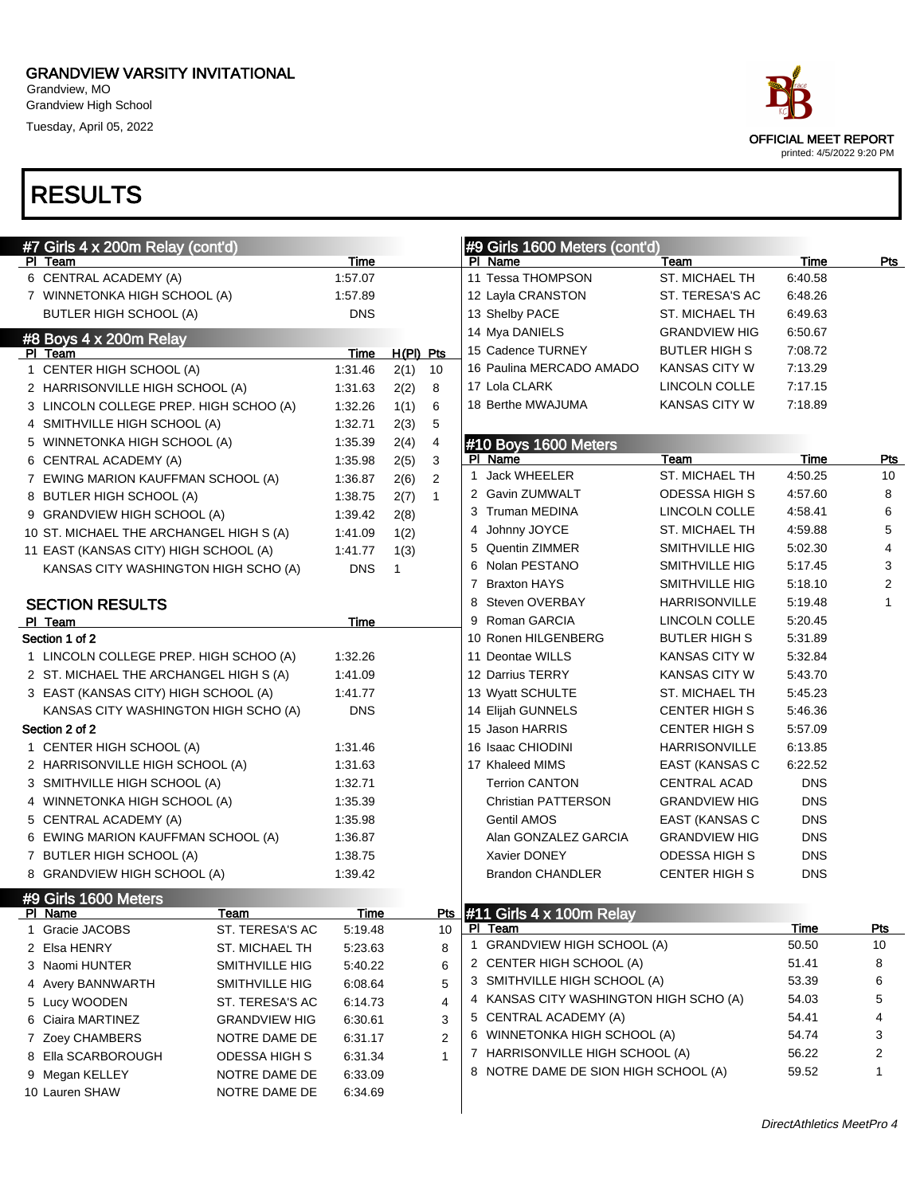GRANDVIEW VARSITY INVITATIONAL
Grandview, MO
Grandview High School
Tuesday, April 05, 2022

OFFICIAL MEET REPORT
printed: 4/5/2022 9:20 PM

# RESULTS

## #7 Girls 4 x 200m Relay (cont'd)

| Pl | Team | Time |
|---|---|---|
| 6 | CENTRAL ACADEMY (A) | 1:57.07 |
| 7 | WINNETONKA HIGH SCHOOL (A) | 1:57.89 |
| | BUTLER HIGH SCHOOL (A) | DNS |

## #8 Boys 4 x 200m Relay

| Pl | Team | Time | H(Pl) | Pts |
|---|---|---|---|---|
| 1 | CENTER HIGH SCHOOL (A) | 1:31.46 | 2(1) | 10 |
| 2 | HARRISONVILLE HIGH SCHOOL (A) | 1:31.63 | 2(2) | 8 |
| 3 | LINCOLN COLLEGE PREP. HIGH SCHOO (A) | 1:32.26 | 1(1) | 6 |
| 4 | SMITHVILLE HIGH SCHOOL (A) | 1:32.71 | 2(3) | 5 |
| 5 | WINNETONKA HIGH SCHOOL (A) | 1:35.39 | 2(4) | 4 |
| 6 | CENTRAL ACADEMY (A) | 1:35.98 | 2(5) | 3 |
| 7 | EWING MARION KAUFFMAN SCHOOL (A) | 1:36.87 | 2(6) | 2 |
| 8 | BUTLER HIGH SCHOOL (A) | 1:38.75 | 2(7) | 1 |
| 9 | GRANDVIEW HIGH SCHOOL (A) | 1:39.42 | 2(8) | |
| 10 | ST. MICHAEL THE ARCHANGEL HIGH S (A) | 1:41.09 | 1(2) | |
| 11 | EAST (KANSAS CITY) HIGH SCHOOL (A) | 1:41.77 | 1(3) | |
| | KANSAS CITY WASHINGTON HIGH SCHO (A) | DNS | 1 | |

### SECTION RESULTS

| Pl | Team | Time |
|---|---|---|
| **Section 1 of 2** | | |
| 1 | LINCOLN COLLEGE PREP. HIGH SCHOO (A) | 1:32.26 |
| 2 | ST. MICHAEL THE ARCHANGEL HIGH S (A) | 1:41.09 |
| 3 | EAST (KANSAS CITY) HIGH SCHOOL (A) | 1:41.77 |
| | KANSAS CITY WASHINGTON HIGH SCHO (A) | DNS |
| **Section 2 of 2** | | |
| 1 | CENTER HIGH SCHOOL (A) | 1:31.46 |
| 2 | HARRISONVILLE HIGH SCHOOL (A) | 1:31.63 |
| 3 | SMITHVILLE HIGH SCHOOL (A) | 1:32.71 |
| 4 | WINNETONKA HIGH SCHOOL (A) | 1:35.39 |
| 5 | CENTRAL ACADEMY (A) | 1:35.98 |
| 6 | EWING MARION KAUFFMAN SCHOOL (A) | 1:36.87 |
| 7 | BUTLER HIGH SCHOOL (A) | 1:38.75 |
| 8 | GRANDVIEW HIGH SCHOOL (A) | 1:39.42 |

## #9 Girls 1600 Meters

| Pl | Name | Team | Time | Pts |
|---|---|---|---|---|
| 1 | Gracie JACOBS | ST. TERESA'S AC | 5:19.48 | 10 |
| 2 | Elsa HENRY | ST. MICHAEL TH | 5:23.63 | 8 |
| 3 | Naomi HUNTER | SMITHVILLE HIG | 5:40.22 | 6 |
| 4 | Avery BANNWARTH | SMITHVILLE HIG | 6:08.64 | 5 |
| 5 | Lucy WOODEN | ST. TERESA'S AC | 6:14.73 | 4 |
| 6 | Ciaira MARTINEZ | GRANDVIEW HIG | 6:30.61 | 3 |
| 7 | Zoey CHAMBERS | NOTRE DAME DE | 6:31.17 | 2 |
| 8 | Ella SCARBOROUGH | ODESSA HIGH S | 6:31.34 | 1 |
| 9 | Megan KELLEY | NOTRE DAME DE | 6:33.09 | |
| 10 | Lauren SHAW | NOTRE DAME DE | 6:34.69 | |
| 11 | Tessa THOMPSON | ST. MICHAEL TH | 6:40.58 | |
| 12 | Layla CRANSTON | ST. TERESA'S AC | 6:48.26 | |
| 13 | Shelby PACE | ST. MICHAEL TH | 6:49.63 | |
| 14 | Mya DANIELS | GRANDVIEW HIG | 6:50.67 | |
| 15 | Cadence TURNEY | BUTLER HIGH S | 7:08.72 | |
| 16 | Paulina MERCADO AMADO | KANSAS CITY W | 7:13.29 | |
| 17 | Lola CLARK | LINCOLN COLLE | 7:17.15 | |
| 18 | Berthe MWAJUMA | KANSAS CITY W | 7:18.89 | |

## #10 Boys 1600 Meters

| Pl | Name | Team | Time | Pts |
|---|---|---|---|---|
| 1 | Jack WHEELER | ST. MICHAEL TH | 4:50.25 | 10 |
| 2 | Gavin ZUMWALT | ODESSA HIGH S | 4:57.60 | 8 |
| 3 | Truman MEDINA | LINCOLN COLLE | 4:58.41 | 6 |
| 4 | Johnny JOYCE | ST. MICHAEL TH | 4:59.88 | 5 |
| 5 | Quentin ZIMMER | SMITHVILLE HIG | 5:02.30 | 4 |
| 6 | Nolan PESTANO | SMITHVILLE HIG | 5:17.45 | 3 |
| 7 | Braxton HAYS | SMITHVILLE HIG | 5:18.10 | 2 |
| 8 | Steven OVERBAY | HARRISONVILLE | 5:19.48 | 1 |
| 9 | Roman GARCIA | LINCOLN COLLE | 5:20.45 | |
| 10 | Ronen HILGENBERG | BUTLER HIGH S | 5:31.89 | |
| 11 | Deontae WILLS | KANSAS CITY W | 5:32.84 | |
| 12 | Darrius TERRY | KANSAS CITY W | 5:43.70 | |
| 13 | Wyatt SCHULTE | ST. MICHAEL TH | 5:45.23 | |
| 14 | Elijah GUNNELS | CENTER HIGH S | 5:46.36 | |
| 15 | Jason HARRIS | CENTER HIGH S | 5:57.09 | |
| 16 | Isaac CHIODINI | HARRISONVILLE | 6:13.85 | |
| 17 | Khaleed MIMS | EAST (KANSAS C | 6:22.52 | |
| | Terrion CANTON | CENTRAL ACAD | DNS | |
| | Christian PATTERSON | GRANDVIEW HIG | DNS | |
| | Gentil AMOS | EAST (KANSAS C | DNS | |
| | Alan GONZALEZ GARCIA | GRANDVIEW HIG | DNS | |
| | Xavier DONEY | ODESSA HIGH S | DNS | |
| | Brandon CHANDLER | CENTER HIGH S | DNS | |

## #11 Girls 4 x 100m Relay

| Pl | Team | Time | Pts |
|---|---|---|---|
| 1 | GRANDVIEW HIGH SCHOOL (A) | 50.50 | 10 |
| 2 | CENTER HIGH SCHOOL (A) | 51.41 | 8 |
| 3 | SMITHVILLE HIGH SCHOOL (A) | 53.39 | 6 |
| 4 | KANSAS CITY WASHINGTON HIGH SCHO (A) | 54.03 | 5 |
| 5 | CENTRAL ACADEMY (A) | 54.41 | 4 |
| 6 | WINNETONKA HIGH SCHOOL (A) | 54.74 | 3 |
| 7 | HARRISONVILLE HIGH SCHOOL (A) | 56.22 | 2 |
| 8 | NOTRE DAME DE SION HIGH SCHOOL (A) | 59.52 | 1 |

*DirectAthletics MeetPro 4*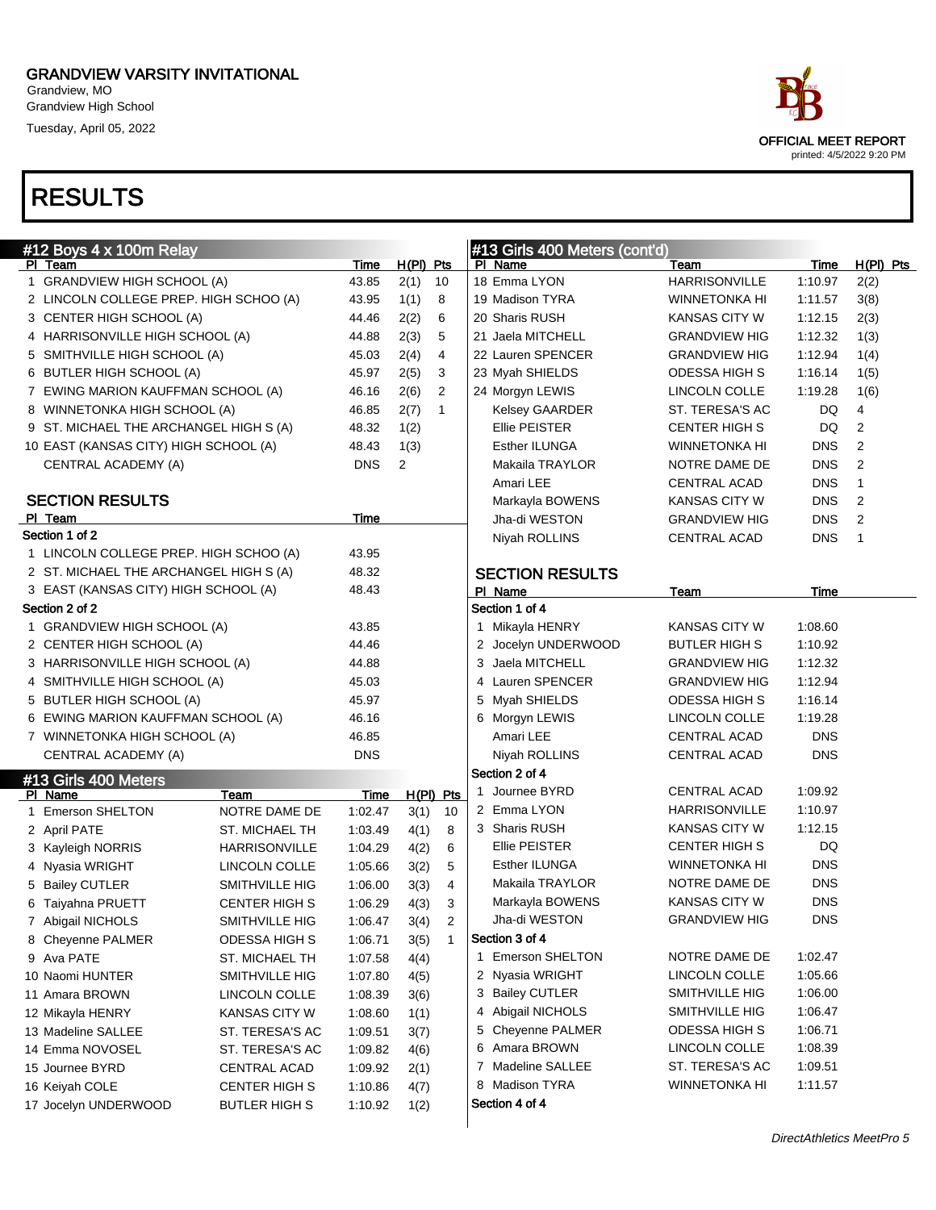# GRANDVIEW VARSITY INVITATIONAL

Grandview, MO
Grandview High School
Tuesday, April 05, 2022

OFFICIAL MEET REPORT
printed: 4/5/2022 9:20 PM

# RESULTS

## #12 Boys 4 x 100m Relay

| Pl | Team | Time | H(Pl) | Pts |
|---|---|---|---|---|
| 1 | GRANDVIEW HIGH SCHOOL (A) | 43.85 | 2(1) | 10 |
| 2 | LINCOLN COLLEGE PREP. HIGH SCHOO (A) | 43.95 | 1(1) | 8 |
| 3 | CENTER HIGH SCHOOL (A) | 44.46 | 2(2) | 6 |
| 4 | HARRISONVILLE HIGH SCHOOL (A) | 44.88 | 2(3) | 5 |
| 5 | SMITHVILLE HIGH SCHOOL (A) | 45.03 | 2(4) | 4 |
| 6 | BUTLER HIGH SCHOOL (A) | 45.97 | 2(5) | 3 |
| 7 | EWING MARION KAUFFMAN SCHOOL (A) | 46.16 | 2(6) | 2 |
| 8 | WINNETONKA HIGH SCHOOL (A) | 46.85 | 2(7) | 1 |
| 9 | ST. MICHAEL THE ARCHANGEL HIGH S (A) | 48.32 | 1(2) | |
| 10 | EAST (KANSAS CITY) HIGH SCHOOL (A) | 48.43 | 1(3) | |
| | CENTRAL ACADEMY (A) | DNS | 2 | |

### SECTION RESULTS

| Pl | Team | Time |
|---|---|---|
| **Section 1 of 2** | | |
| 1 | LINCOLN COLLEGE PREP. HIGH SCHOO (A) | 43.95 |
| 2 | ST. MICHAEL THE ARCHANGEL HIGH S (A) | 48.32 |
| 3 | EAST (KANSAS CITY) HIGH SCHOOL (A) | 48.43 |
| **Section 2 of 2** | | |
| 1 | GRANDVIEW HIGH SCHOOL (A) | 43.85 |
| 2 | CENTER HIGH SCHOOL (A) | 44.46 |
| 3 | HARRISONVILLE HIGH SCHOOL (A) | 44.88 |
| 4 | SMITHVILLE HIGH SCHOOL (A) | 45.03 |
| 5 | BUTLER HIGH SCHOOL (A) | 45.97 |
| 6 | EWING MARION KAUFFMAN SCHOOL (A) | 46.16 |
| 7 | WINNETONKA HIGH SCHOOL (A) | 46.85 |
| | CENTRAL ACADEMY (A) | DNS |

## #13 Girls 400 Meters

| Pl | Name | Team | Time | H(Pl) | Pts |
|---|---|---|---|---|---|
| 1 | Emerson SHELTON | NOTRE DAME DE | 1:02.47 | 3(1) | 10 |
| 2 | April PATE | ST. MICHAEL TH | 1:03.49 | 4(1) | 8 |
| 3 | Kayleigh NORRIS | HARRISONVILLE | 1:04.29 | 4(2) | 6 |
| 4 | Nyasia WRIGHT | LINCOLN COLLE | 1:05.66 | 3(2) | 5 |
| 5 | Bailey CUTLER | SMITHVILLE HIG | 1:06.00 | 3(3) | 4 |
| 6 | Taiyahna PRUETT | CENTER HIGH S | 1:06.29 | 4(3) | 3 |
| 7 | Abigail NICHOLS | SMITHVILLE HIG | 1:06.47 | 3(4) | 2 |
| 8 | Cheyenne PALMER | ODESSA HIGH S | 1:06.71 | 3(5) | 1 |
| 9 | Ava PATE | ST. MICHAEL TH | 1:07.58 | 4(4) | |
| 10 | Naomi HUNTER | SMITHVILLE HIG | 1:07.80 | 4(5) | |
| 11 | Amara BROWN | LINCOLN COLLE | 1:08.39 | 3(6) | |
| 12 | Mikayla HENRY | KANSAS CITY W | 1:08.60 | 1(1) | |
| 13 | Madeline SALLEE | ST. TERESA'S AC | 1:09.51 | 3(7) | |
| 14 | Emma NOVOSEL | ST. TERESA'S AC | 1:09.82 | 4(6) | |
| 15 | Journee BYRD | CENTRAL ACAD | 1:09.92 | 2(1) | |
| 16 | Keiyah COLE | CENTER HIGH S | 1:10.86 | 4(7) | |
| 17 | Jocelyn UNDERWOOD | BUTLER HIGH S | 1:10.92 | 1(2) | |
| 18 | Emma LYON | HARRISONVILLE | 1:10.97 | 2(2) | |
| 19 | Madison TYRA | WINNETONKA HI | 1:11.57 | 3(8) | |
| 20 | Sharis RUSH | KANSAS CITY W | 1:12.15 | 2(3) | |
| 21 | Jaela MITCHELL | GRANDVIEW HIG | 1:12.32 | 1(3) | |
| 22 | Lauren SPENCER | GRANDVIEW HIG | 1:12.94 | 1(4) | |
| 23 | Myah SHIELDS | ODESSA HIGH S | 1:16.14 | 1(5) | |
| 24 | Morgyn LEWIS | LINCOLN COLLE | 1:19.28 | 1(6) | |
| | Kelsey GAARDER | ST. TERESA'S AC | DQ | 4 | |
| | Ellie PEISTER | CENTER HIGH S | DQ | 2 | |
| | Esther ILUNGA | WINNETONKA HI | DNS | 2 | |
| | Makaila TRAYLOR | NOTRE DAME DE | DNS | 2 | |
| | Amari LEE | CENTRAL ACAD | DNS | 1 | |
| | Markayla BOWENS | KANSAS CITY W | DNS | 2 | |
| | Jha-di WESTON | GRANDVIEW HIG | DNS | 2 | |
| | Niyah ROLLINS | CENTRAL ACAD | DNS | 1 | |

### SECTION RESULTS

| Pl | Name | Team | Time |
|---|---|---|---|
| **Section 1 of 4** | | | |
| 1 | Mikayla HENRY | KANSAS CITY W | 1:08.60 |
| 2 | Jocelyn UNDERWOOD | BUTLER HIGH S | 1:10.92 |
| 3 | Jaela MITCHELL | GRANDVIEW HIG | 1:12.32 |
| 4 | Lauren SPENCER | GRANDVIEW HIG | 1:12.94 |
| 5 | Myah SHIELDS | ODESSA HIGH S | 1:16.14 |
| 6 | Morgyn LEWIS | LINCOLN COLLE | 1:19.28 |
| | Amari LEE | CENTRAL ACAD | DNS |
| | Niyah ROLLINS | CENTRAL ACAD | DNS |
| **Section 2 of 4** | | | |
| 1 | Journee BYRD | CENTRAL ACAD | 1:09.92 |
| 2 | Emma LYON | HARRISONVILLE | 1:10.97 |
| 3 | Sharis RUSH | KANSAS CITY W | 1:12.15 |
| | Ellie PEISTER | CENTER HIGH S | DQ |
| | Esther ILUNGA | WINNETONKA HI | DNS |
| | Makaila TRAYLOR | NOTRE DAME DE | DNS |
| | Markayla BOWENS | KANSAS CITY W | DNS |
| | Jha-di WESTON | GRANDVIEW HIG | DNS |
| **Section 3 of 4** | | | |
| 1 | Emerson SHELTON | NOTRE DAME DE | 1:02.47 |
| 2 | Nyasia WRIGHT | LINCOLN COLLE | 1:05.66 |
| 3 | Bailey CUTLER | SMITHVILLE HIG | 1:06.00 |
| 4 | Abigail NICHOLS | SMITHVILLE HIG | 1:06.47 |
| 5 | Cheyenne PALMER | ODESSA HIGH S | 1:06.71 |
| 6 | Amara BROWN | LINCOLN COLLE | 1:08.39 |
| 7 | Madeline SALLEE | ST. TERESA'S AC | 1:09.51 |
| 8 | Madison TYRA | WINNETONKA HI | 1:11.57 |
| **Section 4 of 4** | | | |

*DirectAthletics MeetPro 5*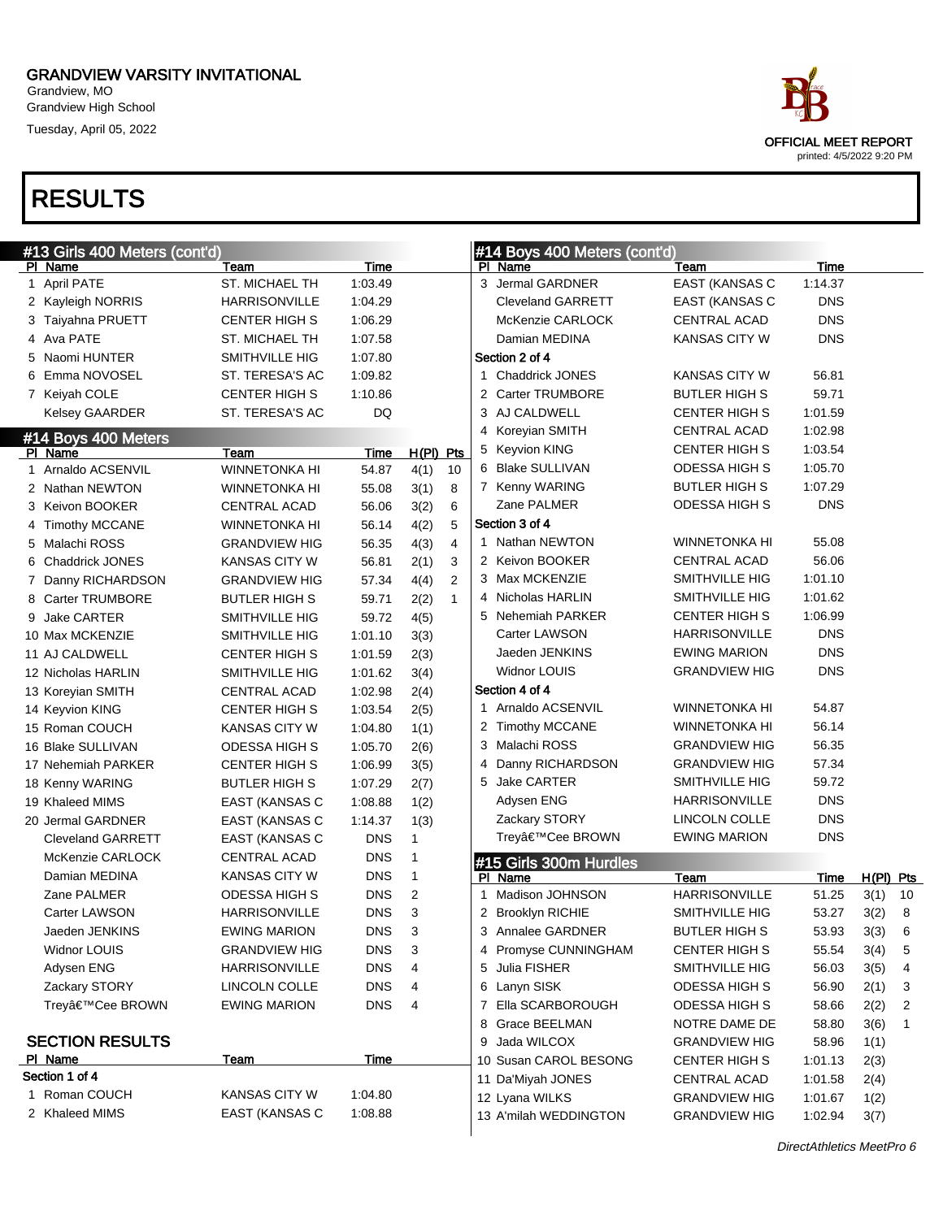# GRANDVIEW VARSITY INVITATIONAL

Grandview, MO
Grandview High School
Tuesday, April 05, 2022

OFFICIAL MEET REPORT
printed: 4/5/2022 9:20 PM

# RESULTS

## #13 Girls 400 Meters (cont'd)

| Pl | Name | Team | Time |
|---|---|---|---|
| 1 | April PATE | ST. MICHAEL TH | 1:03.49 |
| 2 | Kayleigh NORRIS | HARRISONVILLE | 1:04.29 |
| 3 | Taiyahna PRUETT | CENTER HIGH S | 1:06.29 |
| 4 | Ava PATE | ST. MICHAEL TH | 1:07.58 |
| 5 | Naomi HUNTER | SMITHVILLE HIG | 1:07.80 |
| 6 | Emma NOVOSEL | ST. TERESA'S AC | 1:09.82 |
| 7 | Keiyah COLE | CENTER HIGH S | 1:10.86 |
| | Kelsey GAARDER | ST. TERESA'S AC | DQ |

## #14 Boys 400 Meters

| Pl | Name | Team | Time | H(Pl) | Pts |
|---|---|---|---|---|---|
| 1 | Arnaldo ACSENVIL | WINNETONKA HI | 54.87 | 4(1) | 10 |
| 2 | Nathan NEWTON | WINNETONKA HI | 55.08 | 3(1) | 8 |
| 3 | Keivon BOOKER | CENTRAL ACAD | 56.06 | 3(2) | 6 |
| 4 | Timothy MCCANE | WINNETONKA HI | 56.14 | 4(2) | 5 |
| 5 | Malachi ROSS | GRANDVIEW HIG | 56.35 | 4(3) | 4 |
| 6 | Chaddrick JONES | KANSAS CITY W | 56.81 | 2(1) | 3 |
| 7 | Danny RICHARDSON | GRANDVIEW HIG | 57.34 | 4(4) | 2 |
| 8 | Carter TRUMBORE | BUTLER HIGH S | 59.71 | 2(2) | 1 |
| 9 | Jake CARTER | SMITHVILLE HIG | 59.72 | 4(5) | |
| 10 | Max MCKENZIE | SMITHVILLE HIG | 1:01.10 | 3(3) | |
| 11 | AJ CALDWELL | CENTER HIGH S | 1:01.59 | 2(3) | |
| 12 | Nicholas HARLIN | SMITHVILLE HIG | 1:01.62 | 3(4) | |
| 13 | Koreyian SMITH | CENTRAL ACAD | 1:02.98 | 2(4) | |
| 14 | Keyvion KING | CENTER HIGH S | 1:03.54 | 2(5) | |
| 15 | Roman COUCH | KANSAS CITY W | 1:04.80 | 1(1) | |
| 16 | Blake SULLIVAN | ODESSA HIGH S | 1:05.70 | 2(6) | |
| 17 | Nehemiah PARKER | CENTER HIGH S | 1:06.99 | 3(5) | |
| 18 | Kenny WARING | BUTLER HIGH S | 1:07.29 | 2(7) | |
| 19 | Khaleed MIMS | EAST (KANSAS C | 1:08.88 | 1(2) | |
| 20 | Jermal GARDNER | EAST (KANSAS C | 1:14.37 | 1(3) | |
| | Cleveland GARRETT | EAST (KANSAS C | DNS | 1 | |
| | McKenzie CARLOCK | CENTRAL ACAD | DNS | 1 | |
| | Damian MEDINA | KANSAS CITY W | DNS | 1 | |
| | Zane PALMER | ODESSA HIGH S | DNS | 2 | |
| | Carter LAWSON | HARRISONVILLE | DNS | 3 | |
| | Jaeden JENKINS | EWING MARION | DNS | 3 | |
| | Widnor LOUIS | GRANDVIEW HIG | DNS | 3 | |
| | Adysen ENG | HARRISONVILLE | DNS | 4 | |
| | Zackary STORY | LINCOLN COLLE | DNS | 4 | |
| | Treyâ€™Cee BROWN | EWING MARION | DNS | 4 | |

### SECTION RESULTS

| Pl | Name | Team | Time |
|---|---|---|---|
| **Section 1 of 4** | | | |
| 1 | Roman COUCH | KANSAS CITY W | 1:04.80 |
| 2 | Khaleed MIMS | EAST (KANSAS C | 1:08.88 |
| 3 | Jermal GARDNER | EAST (KANSAS C | 1:14.37 |
| | Cleveland GARRETT | EAST (KANSAS C | DNS |
| | McKenzie CARLOCK | CENTRAL ACAD | DNS |
| | Damian MEDINA | KANSAS CITY W | DNS |
| **Section 2 of 4** | | | |
| 1 | Chaddrick JONES | KANSAS CITY W | 56.81 |
| 2 | Carter TRUMBORE | BUTLER HIGH S | 59.71 |
| 3 | AJ CALDWELL | CENTER HIGH S | 1:01.59 |
| 4 | Koreyian SMITH | CENTRAL ACAD | 1:02.98 |
| 5 | Keyvion KING | CENTER HIGH S | 1:03.54 |
| 6 | Blake SULLIVAN | ODESSA HIGH S | 1:05.70 |
| 7 | Kenny WARING | BUTLER HIGH S | 1:07.29 |
| | Zane PALMER | ODESSA HIGH S | DNS |
| **Section 3 of 4** | | | |
| 1 | Nathan NEWTON | WINNETONKA HI | 55.08 |
| 2 | Keivon BOOKER | CENTRAL ACAD | 56.06 |
| 3 | Max MCKENZIE | SMITHVILLE HIG | 1:01.10 |
| 4 | Nicholas HARLIN | SMITHVILLE HIG | 1:01.62 |
| 5 | Nehemiah PARKER | CENTER HIGH S | 1:06.99 |
| | Carter LAWSON | HARRISONVILLE | DNS |
| | Jaeden JENKINS | EWING MARION | DNS |
| | Widnor LOUIS | GRANDVIEW HIG | DNS |
| **Section 4 of 4** | | | |
| 1 | Arnaldo ACSENVIL | WINNETONKA HI | 54.87 |
| 2 | Timothy MCCANE | WINNETONKA HI | 56.14 |
| 3 | Malachi ROSS | GRANDVIEW HIG | 56.35 |
| 4 | Danny RICHARDSON | GRANDVIEW HIG | 57.34 |
| 5 | Jake CARTER | SMITHVILLE HIG | 59.72 |
| | Adysen ENG | HARRISONVILLE | DNS |
| | Zackary STORY | LINCOLN COLLE | DNS |
| | Treyâ€™Cee BROWN | EWING MARION | DNS |

## #15 Girls 300m Hurdles

| Pl | Name | Team | Time | H(Pl) | Pts |
|---|---|---|---|---|---|
| 1 | Madison JOHNSON | HARRISONVILLE | 51.25 | 3(1) | 10 |
| 2 | Brooklyn RICHIE | SMITHVILLE HIG | 53.27 | 3(2) | 8 |
| 3 | Annalee GARDNER | BUTLER HIGH S | 53.93 | 3(3) | 6 |
| 4 | Promyse CUNNINGHAM | CENTER HIGH S | 55.54 | 3(4) | 5 |
| 5 | Julia FISHER | SMITHVILLE HIG | 56.03 | 3(5) | 4 |
| 6 | Lanyn SISK | ODESSA HIGH S | 56.90 | 2(1) | 3 |
| 7 | Ella SCARBOROUGH | ODESSA HIGH S | 58.66 | 2(2) | 2 |
| 8 | Grace BEELMAN | NOTRE DAME DE | 58.80 | 3(6) | 1 |
| 9 | Jada WILCOX | GRANDVIEW HIG | 58.96 | 1(1) | |
| 10 | Susan CAROL BESONG | CENTER HIGH S | 1:01.13 | 2(3) | |
| 11 | Da'Miyah JONES | CENTRAL ACAD | 1:01.58 | 2(4) | |
| 12 | Lyana WILKS | GRANDVIEW HIG | 1:01.67 | 1(2) | |
| 13 | A'milah WEDDINGTON | GRANDVIEW HIG | 1:02.94 | 3(7) | |

*DirectAthletics MeetPro 6*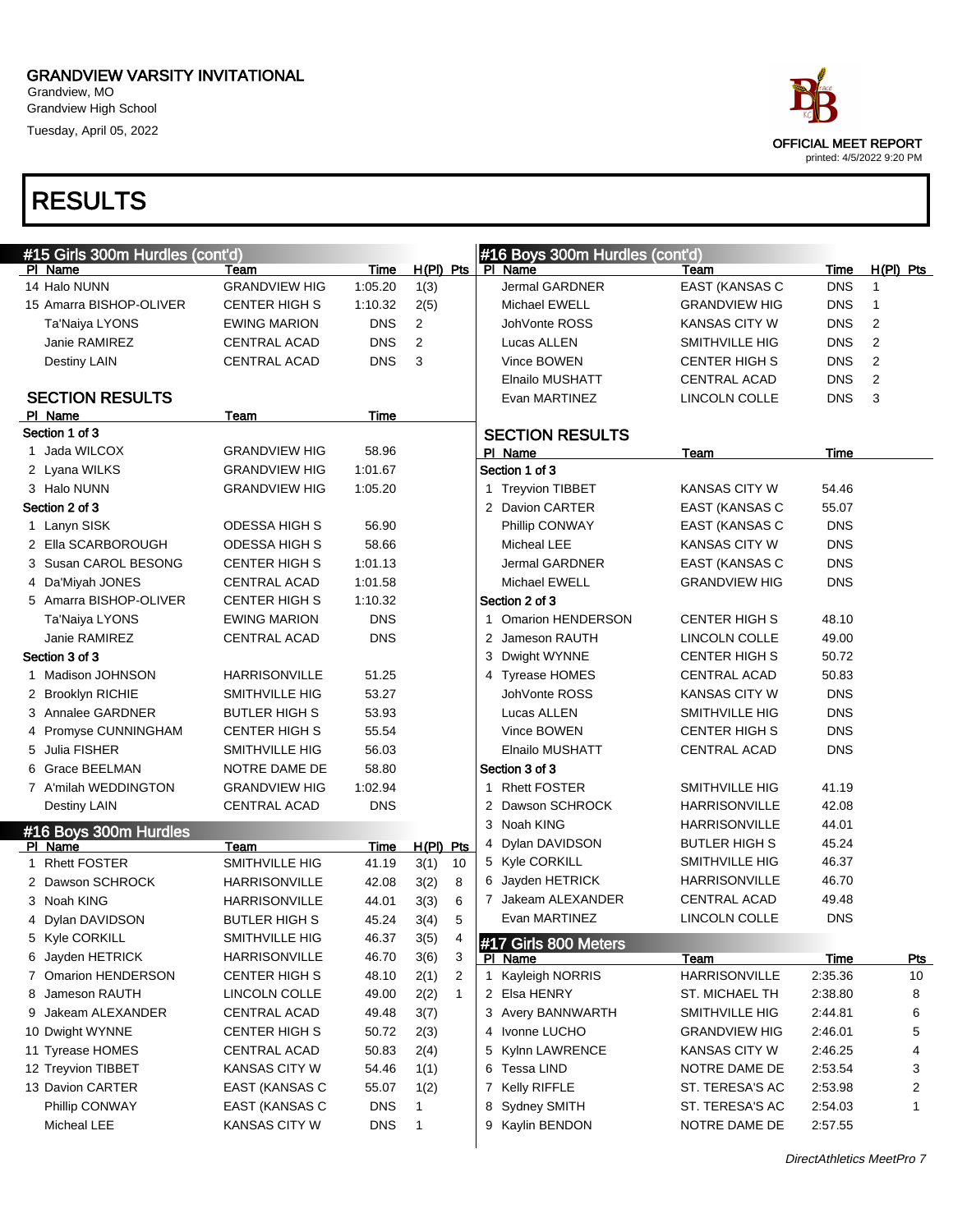# GRANDVIEW VARSITY INVITATIONAL

Grandview, MO
Grandview High School
Tuesday, April 05, 2022

OFFICIAL MEET REPORT
printed: 4/5/2022 9:20 PM

# RESULTS

## #15 Girls 300m Hurdles (cont'd)

| Pl | Name | Team | Time | H(Pl) | Pts |
|---|---|---|---|---|---|
| 14 | Halo NUNN | GRANDVIEW HIG | 1:05.20 | 1(3) | |
| 15 | Amarra BISHOP-OLIVER | CENTER HIGH S | 1:10.32 | 2(5) | |
| | Ta'Naiya LYONS | EWING MARION | DNS | 2 | |
| | Janie RAMIREZ | CENTRAL ACAD | DNS | 2 | |
| | Destiny LAIN | CENTRAL ACAD | DNS | 3 | |

### SECTION RESULTS

| Pl | Name | Team | Time |
|---|---|---|---|
| **Section 1 of 3** | | | |
| 1 | Jada WILCOX | GRANDVIEW HIG | 58.96 |
| 2 | Lyana WILKS | GRANDVIEW HIG | 1:01.67 |
| 3 | Halo NUNN | GRANDVIEW HIG | 1:05.20 |
| **Section 2 of 3** | | | |
| 1 | Lanyn SISK | ODESSA HIGH S | 56.90 |
| 2 | Ella SCARBOROUGH | ODESSA HIGH S | 58.66 |
| 3 | Susan CAROL BESONG | CENTER HIGH S | 1:01.13 |
| 4 | Da'Miyah JONES | CENTRAL ACAD | 1:01.58 |
| 5 | Amarra BISHOP-OLIVER | CENTER HIGH S | 1:10.32 |
| | Ta'Naiya LYONS | EWING MARION | DNS |
| | Janie RAMIREZ | CENTRAL ACAD | DNS |
| **Section 3 of 3** | | | |
| 1 | Madison JOHNSON | HARRISONVILLE | 51.25 |
| 2 | Brooklyn RICHIE | SMITHVILLE HIG | 53.27 |
| 3 | Annalee GARDNER | BUTLER HIGH S | 53.93 |
| 4 | Promyse CUNNINGHAM | CENTER HIGH S | 55.54 |
| 5 | Julia FISHER | SMITHVILLE HIG | 56.03 |
| 6 | Grace BEELMAN | NOTRE DAME DE | 58.80 |
| 7 | A'milah WEDDINGTON | GRANDVIEW HIG | 1:02.94 |
| | Destiny LAIN | CENTRAL ACAD | DNS |

## #16 Boys 300m Hurdles

| Pl | Name | Team | Time | H(Pl) | Pts |
|---|---|---|---|---|---|
| 1 | Rhett FOSTER | SMITHVILLE HIG | 41.19 | 3(1) | 10 |
| 2 | Dawson SCHROCK | HARRISONVILLE | 42.08 | 3(2) | 8 |
| 3 | Noah KING | HARRISONVILLE | 44.01 | 3(3) | 6 |
| 4 | Dylan DAVIDSON | BUTLER HIGH S | 45.24 | 3(4) | 5 |
| 5 | Kyle CORKILL | SMITHVILLE HIG | 46.37 | 3(5) | 4 |
| 6 | Jayden HETRICK | HARRISONVILLE | 46.70 | 3(6) | 3 |
| 7 | Omarion HENDERSON | CENTER HIGH S | 48.10 | 2(1) | 2 |
| 8 | Jameson RAUTH | LINCOLN COLLE | 49.00 | 2(2) | 1 |
| 9 | Jakeam ALEXANDER | CENTRAL ACAD | 49.48 | 3(7) | |
| 10 | Dwight WYNNE | CENTER HIGH S | 50.72 | 2(3) | |
| 11 | Tyrease HOMES | CENTRAL ACAD | 50.83 | 2(4) | |
| 12 | Treyvion TIBBET | KANSAS CITY W | 54.46 | 1(1) | |
| 13 | Davion CARTER | EAST (KANSAS C | 55.07 | 1(2) | |
| | Phillip CONWAY | EAST (KANSAS C | DNS | 1 | |
| | Micheal LEE | KANSAS CITY W | DNS | 1 | |
| | Jermal GARDNER | EAST (KANSAS C | DNS | 1 | |
| | Michael EWELL | GRANDVIEW HIG | DNS | 1 | |
| | JohVonte ROSS | KANSAS CITY W | DNS | 2 | |
| | Lucas ALLEN | SMITHVILLE HIG | DNS | 2 | |
| | Vince BOWEN | CENTER HIGH S | DNS | 2 | |
| | Elnailo MUSHATT | CENTRAL ACAD | DNS | 2 | |
| | Evan MARTINEZ | LINCOLN COLLE | DNS | 3 | |

### SECTION RESULTS

| Pl | Name | Team | Time |
|---|---|---|---|
| **Section 1 of 3** | | | |
| 1 | Treyvion TIBBET | KANSAS CITY W | 54.46 |
| 2 | Davion CARTER | EAST (KANSAS C | 55.07 |
| | Phillip CONWAY | EAST (KANSAS C | DNS |
| | Micheal LEE | KANSAS CITY W | DNS |
| | Jermal GARDNER | EAST (KANSAS C | DNS |
| | Michael EWELL | GRANDVIEW HIG | DNS |
| **Section 2 of 3** | | | |
| 1 | Omarion HENDERSON | CENTER HIGH S | 48.10 |
| 2 | Jameson RAUTH | LINCOLN COLLE | 49.00 |
| 3 | Dwight WYNNE | CENTER HIGH S | 50.72 |
| 4 | Tyrease HOMES | CENTRAL ACAD | 50.83 |
| | JohVonte ROSS | KANSAS CITY W | DNS |
| | Lucas ALLEN | SMITHVILLE HIG | DNS |
| | Vince BOWEN | CENTER HIGH S | DNS |
| | Elnailo MUSHATT | CENTRAL ACAD | DNS |
| **Section 3 of 3** | | | |
| 1 | Rhett FOSTER | SMITHVILLE HIG | 41.19 |
| 2 | Dawson SCHROCK | HARRISONVILLE | 42.08 |
| 3 | Noah KING | HARRISONVILLE | 44.01 |
| 4 | Dylan DAVIDSON | BUTLER HIGH S | 45.24 |
| 5 | Kyle CORKILL | SMITHVILLE HIG | 46.37 |
| 6 | Jayden HETRICK | HARRISONVILLE | 46.70 |
| 7 | Jakeam ALEXANDER | CENTRAL ACAD | 49.48 |
| | Evan MARTINEZ | LINCOLN COLLE | DNS |

## #17 Girls 800 Meters

| Pl | Name | Team | Time | Pts |
|---|---|---|---|---|
| 1 | Kayleigh NORRIS | HARRISONVILLE | 2:35.36 | 10 |
| 2 | Elsa HENRY | ST. MICHAEL TH | 2:38.80 | 8 |
| 3 | Avery BANNWARTH | SMITHVILLE HIG | 2:44.81 | 6 |
| 4 | Ivonne LUCHO | GRANDVIEW HIG | 2:46.01 | 5 |
| 5 | Kylnn LAWRENCE | KANSAS CITY W | 2:46.25 | 4 |
| 6 | Tessa LIND | NOTRE DAME DE | 2:53.54 | 3 |
| 7 | Kelly RIFFLE | ST. TERESA'S AC | 2:53.98 | 2 |
| 8 | Sydney SMITH | ST. TERESA'S AC | 2:54.03 | 1 |
| 9 | Kaylin BENDON | NOTRE DAME DE | 2:57.55 | |

*DirectAthletics MeetPro 7*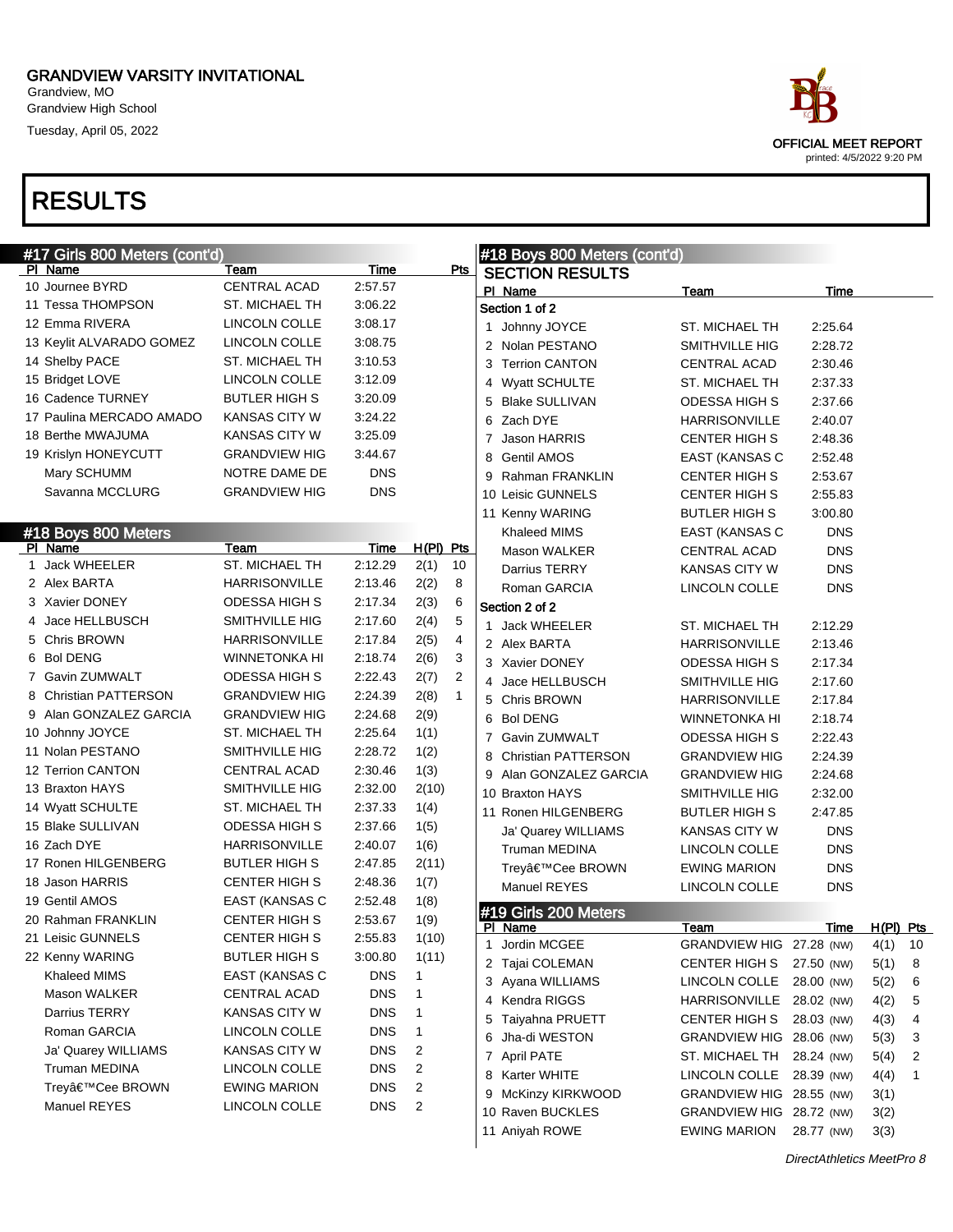# GRANDVIEW VARSITY INVITATIONAL

Grandview, MO
Grandview High School
Tuesday, April 05, 2022

OFFICIAL MEET REPORT
printed: 4/5/2022 9:20 PM

# RESULTS

## #17 Girls 800 Meters (cont'd)

| Pl | Name | Team | Time | Pts |
|---|---|---|---|---|
| 10 | Journee BYRD | CENTRAL ACAD | 2:57.57 | |
| 11 | Tessa THOMPSON | ST. MICHAEL TH | 3:06.22 | |
| 12 | Emma RIVERA | LINCOLN COLLE | 3:08.17 | |
| 13 | Keylit ALVARADO GOMEZ | LINCOLN COLLE | 3:08.75 | |
| 14 | Shelby PACE | ST. MICHAEL TH | 3:10.53 | |
| 15 | Bridget LOVE | LINCOLN COLLE | 3:12.09 | |
| 16 | Cadence TURNEY | BUTLER HIGH S | 3:20.09 | |
| 17 | Paulina MERCADO AMADO | KANSAS CITY W | 3:24.22 | |
| 18 | Berthe MWAJUMA | KANSAS CITY W | 3:25.09 | |
| 19 | Krislyn HONEYCUTT | GRANDVIEW HIG | 3:44.67 | |
| | Mary SCHUMM | NOTRE DAME DE | DNS | |
| | Savanna MCCLURG | GRANDVIEW HIG | DNS | |

## #18 Boys 800 Meters

| Pl | Name | Team | Time | H(Pl) | Pts |
|---|---|---|---|---|---|
| 1 | Jack WHEELER | ST. MICHAEL TH | 2:12.29 | 2(1) | 10 |
| 2 | Alex BARTA | HARRISONVILLE | 2:13.46 | 2(2) | 8 |
| 3 | Xavier DONEY | ODESSA HIGH S | 2:17.34 | 2(3) | 6 |
| 4 | Jace HELLBUSCH | SMITHVILLE HIG | 2:17.60 | 2(4) | 5 |
| 5 | Chris BROWN | HARRISONVILLE | 2:17.84 | 2(5) | 4 |
| 6 | Bol DENG | WINNETONKA HI | 2:18.74 | 2(6) | 3 |
| 7 | Gavin ZUMWALT | ODESSA HIGH S | 2:22.43 | 2(7) | 2 |
| 8 | Christian PATTERSON | GRANDVIEW HIG | 2:24.39 | 2(8) | 1 |
| 9 | Alan GONZALEZ GARCIA | GRANDVIEW HIG | 2:24.68 | 2(9) | |
| 10 | Johnny JOYCE | ST. MICHAEL TH | 2:25.64 | 1(1) | |
| 11 | Nolan PESTANO | SMITHVILLE HIG | 2:28.72 | 1(2) | |
| 12 | Terrion CANTON | CENTRAL ACAD | 2:30.46 | 1(3) | |
| 13 | Braxton HAYS | SMITHVILLE HIG | 2:32.00 | 2(10) | |
| 14 | Wyatt SCHULTE | ST. MICHAEL TH | 2:37.33 | 1(4) | |
| 15 | Blake SULLIVAN | ODESSA HIGH S | 2:37.66 | 1(5) | |
| 16 | Zach DYE | HARRISONVILLE | 2:40.07 | 1(6) | |
| 17 | Ronen HILGENBERG | BUTLER HIGH S | 2:47.85 | 2(11) | |
| 18 | Jason HARRIS | CENTER HIGH S | 2:48.36 | 1(7) | |
| 19 | Gentil AMOS | EAST (KANSAS C | 2:52.48 | 1(8) | |
| 20 | Rahman FRANKLIN | CENTER HIGH S | 2:53.67 | 1(9) | |
| 21 | Leisic GUNNELS | CENTER HIGH S | 2:55.83 | 1(10) | |
| 22 | Kenny WARING | BUTLER HIGH S | 3:00.80 | 1(11) | |
| | Khaleed MIMS | EAST (KANSAS C | DNS | 1 | |
| | Mason WALKER | CENTRAL ACAD | DNS | 1 | |
| | Darrius TERRY | KANSAS CITY W | DNS | 1 | |
| | Roman GARCIA | LINCOLN COLLE | DNS | 1 | |
| | Ja' Quarey WILLIAMS | KANSAS CITY W | DNS | 2 | |
| | Truman MEDINA | LINCOLN COLLE | DNS | 2 | |
| | Treyâ€™Cee BROWN | EWING MARION | DNS | 2 | |
| | Manuel REYES | LINCOLN COLLE | DNS | 2 | |

## #18 Boys 800 Meters (cont'd)

### SECTION RESULTS

| Pl | Name | Team | Time |
|---|---|---|---|
| **Section 1 of 2** | | | |
| 1 | Johnny JOYCE | ST. MICHAEL TH | 2:25.64 |
| 2 | Nolan PESTANO | SMITHVILLE HIG | 2:28.72 |
| 3 | Terrion CANTON | CENTRAL ACAD | 2:30.46 |
| 4 | Wyatt SCHULTE | ST. MICHAEL TH | 2:37.33 |
| 5 | Blake SULLIVAN | ODESSA HIGH S | 2:37.66 |
| 6 | Zach DYE | HARRISONVILLE | 2:40.07 |
| 7 | Jason HARRIS | CENTER HIGH S | 2:48.36 |
| 8 | Gentil AMOS | EAST (KANSAS C | 2:52.48 |
| 9 | Rahman FRANKLIN | CENTER HIGH S | 2:53.67 |
| 10 | Leisic GUNNELS | CENTER HIGH S | 2:55.83 |
| 11 | Kenny WARING | BUTLER HIGH S | 3:00.80 |
| | Khaleed MIMS | EAST (KANSAS C | DNS |
| | Mason WALKER | CENTRAL ACAD | DNS |
| | Darrius TERRY | KANSAS CITY W | DNS |
| | Roman GARCIA | LINCOLN COLLE | DNS |
| **Section 2 of 2** | | | |
| 1 | Jack WHEELER | ST. MICHAEL TH | 2:12.29 |
| 2 | Alex BARTA | HARRISONVILLE | 2:13.46 |
| 3 | Xavier DONEY | ODESSA HIGH S | 2:17.34 |
| 4 | Jace HELLBUSCH | SMITHVILLE HIG | 2:17.60 |
| 5 | Chris BROWN | HARRISONVILLE | 2:17.84 |
| 6 | Bol DENG | WINNETONKA HI | 2:18.74 |
| 7 | Gavin ZUMWALT | ODESSA HIGH S | 2:22.43 |
| 8 | Christian PATTERSON | GRANDVIEW HIG | 2:24.39 |
| 9 | Alan GONZALEZ GARCIA | GRANDVIEW HIG | 2:24.68 |
| 10 | Braxton HAYS | SMITHVILLE HIG | 2:32.00 |
| 11 | Ronen HILGENBERG | BUTLER HIGH S | 2:47.85 |
| | Ja' Quarey WILLIAMS | KANSAS CITY W | DNS |
| | Truman MEDINA | LINCOLN COLLE | DNS |
| | Treyâ€™Cee BROWN | EWING MARION | DNS |
| | Manuel REYES | LINCOLN COLLE | DNS |

## #19 Girls 200 Meters

| Pl | Name | Team | Time | H(Pl) | Pts |
|---|---|---|---|---|---|
| 1 | Jordin MCGEE | GRANDVIEW HIG | 27.28 (NW) | 4(1) | 10 |
| 2 | Tajai COLEMAN | CENTER HIGH S | 27.50 (NW) | 5(1) | 8 |
| 3 | Ayana WILLIAMS | LINCOLN COLLE | 28.00 (NW) | 5(2) | 6 |
| 4 | Kendra RIGGS | HARRISONVILLE | 28.02 (NW) | 4(2) | 5 |
| 5 | Taiyahna PRUETT | CENTER HIGH S | 28.03 (NW) | 4(3) | 4 |
| 6 | Jha-di WESTON | GRANDVIEW HIG | 28.06 (NW) | 5(3) | 3 |
| 7 | April PATE | ST. MICHAEL TH | 28.24 (NW) | 5(4) | 2 |
| 8 | Karter WHITE | LINCOLN COLLE | 28.39 (NW) | 4(4) | 1 |
| 9 | McKinzy KIRKWOOD | GRANDVIEW HIG | 28.55 (NW) | 3(1) | |
| 10 | Raven BUCKLES | GRANDVIEW HIG | 28.72 (NW) | 3(2) | |
| 11 | Aniyah ROWE | EWING MARION | 28.77 (NW) | 3(3) | |

*DirectAthletics MeetPro 8*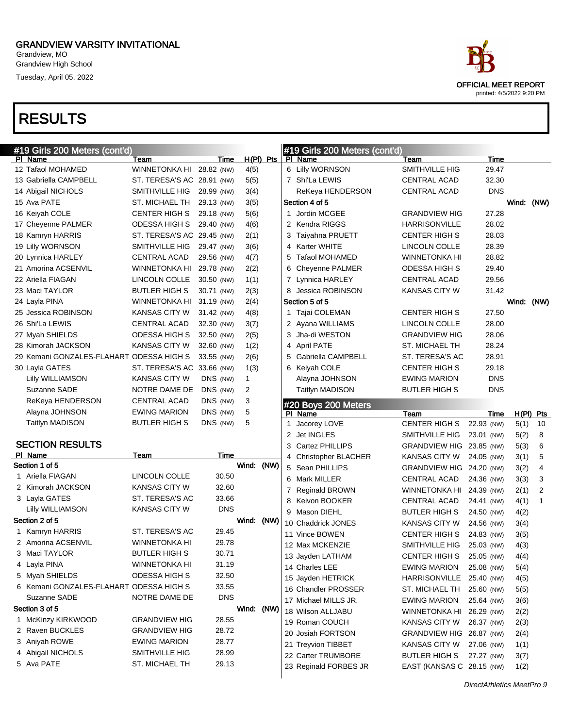# GRANDVIEW VARSITY INVITATIONAL

Grandview, MO
Grandview High School
Tuesday, April 05, 2022

OFFICIAL MEET REPORT
printed: 4/5/2022 9:20 PM

# RESULTS

## #19 Girls 200 Meters (cont'd)

| Pl | Name | Team | Time | | H(Pl) | Pts |
|---|---|---|---|---|---|---|
| 12 | Tafaol MOHAMED | WINNETONKA HI | 28.82 | (NW) | 4(5) | |
| 13 | Gabriella CAMPBELL | ST. TERESA'S AC | 28.91 | (NW) | 5(5) | |
| 14 | Abigail NICHOLS | SMITHVILLE HIG | 28.99 | (NW) | 3(4) | |
| 15 | Ava PATE | ST. MICHAEL TH | 29.13 | (NW) | 3(5) | |
| 16 | Keiyah COLE | CENTER HIGH S | 29.18 | (NW) | 5(6) | |
| 17 | Cheyenne PALMER | ODESSA HIGH S | 29.40 | (NW) | 4(6) | |
| 18 | Kamryn HARRIS | ST. TERESA'S AC | 29.45 | (NW) | 2(1) | |
| 19 | Lilly WORNSON | SMITHVILLE HIG | 29.47 | (NW) | 3(6) | |
| 20 | Lynnica HARLEY | CENTRAL ACAD | 29.56 | (NW) | 4(7) | |
| 21 | Amorina ACSENVIL | WINNETONKA HI | 29.78 | (NW) | 2(2) | |
| 22 | Ariella FIAGAN | LINCOLN COLLE | 30.50 | (NW) | 1(1) | |
| 23 | Maci TAYLOR | BUTLER HIGH S | 30.71 | (NW) | 2(3) | |
| 24 | Layla PINA | WINNETONKA HI | 31.19 | (NW) | 2(4) | |
| 25 | Jessica ROBINSON | KANSAS CITY W | 31.42 | (NW) | 4(8) | |
| 26 | Shi'La LEWIS | CENTRAL ACAD | 32.30 | (NW) | 3(7) | |
| 27 | Myah SHIELDS | ODESSA HIGH S | 32.50 | (NW) | 2(5) | |
| 28 | Kimorah JACKSON | KANSAS CITY W | 32.60 | (NW) | 1(2) | |
| 29 | Kemani GONZALES-FLAHART | ODESSA HIGH S | 33.55 | (NW) | 2(6) | |
| 30 | Layla GATES | ST. TERESA'S AC | 33.66 | (NW) | 1(3) | |
| | Lilly WILLIAMSON | KANSAS CITY W | DNS | (NW) | 1 | |
| | Suzanne SADE | NOTRE DAME DE | DNS | (NW) | 2 | |
| | ReKeya HENDERSON | CENTRAL ACAD | DNS | (NW) | 3 | |
| | Alayna JOHNSON | EWING MARION | DNS | (NW) | 5 | |
| | Taitlyn MADISON | BUTLER HIGH S | DNS | (NW) | 5 | |

### SECTION RESULTS

| Pl | Name | Team | Time |
|---|---|---|---|
| **Section 1 of 5** | | | Wind: (NW) |
| 1 | Ariella FIAGAN | LINCOLN COLLE | 30.50 |
| 2 | Kimorah JACKSON | KANSAS CITY W | 32.60 |
| 3 | Layla GATES | ST. TERESA'S AC | 33.66 |
| | Lilly WILLIAMSON | KANSAS CITY W | DNS |
| **Section 2 of 5** | | | Wind: (NW) |
| 1 | Kamryn HARRIS | ST. TERESA'S AC | 29.45 |
| 2 | Amorina ACSENVIL | WINNETONKA HI | 29.78 |
| 3 | Maci TAYLOR | BUTLER HIGH S | 30.71 |
| 4 | Layla PINA | WINNETONKA HI | 31.19 |
| 5 | Myah SHIELDS | ODESSA HIGH S | 32.50 |
| 6 | Kemani GONZALES-FLAHART | ODESSA HIGH S | 33.55 |
| | Suzanne SADE | NOTRE DAME DE | DNS |
| **Section 3 of 5** | | | Wind: (NW) |
| 1 | McKinzy KIRKWOOD | GRANDVIEW HIG | 28.55 |
| 2 | Raven BUCKLES | GRANDVIEW HIG | 28.72 |
| 3 | Aniyah ROWE | EWING MARION | 28.77 |
| 4 | Abigail NICHOLS | SMITHVILLE HIG | 28.99 |
| 5 | Ava PATE | ST. MICHAEL TH | 29.13 |
| 6 | Lilly WORNSON | SMITHVILLE HIG | 29.47 |
| 7 | Shi'La LEWIS | CENTRAL ACAD | 32.30 |
| | ReKeya HENDERSON | CENTRAL ACAD | DNS |
| **Section 4 of 5** | | | Wind: (NW) |
| 1 | Jordin MCGEE | GRANDVIEW HIG | 27.28 |
| 2 | Kendra RIGGS | HARRISONVILLE | 28.02 |
| 3 | Taiyahna PRUETT | CENTER HIGH S | 28.03 |
| 4 | Karter WHITE | LINCOLN COLLE | 28.39 |
| 5 | Tafaol MOHAMED | WINNETONKA HI | 28.82 |
| 6 | Cheyenne PALMER | ODESSA HIGH S | 29.40 |
| 7 | Lynnica HARLEY | CENTRAL ACAD | 29.56 |
| 8 | Jessica ROBINSON | KANSAS CITY W | 31.42 |
| **Section 5 of 5** | | | Wind: (NW) |
| 1 | Tajai COLEMAN | CENTER HIGH S | 27.50 |
| 2 | Ayana WILLIAMS | LINCOLN COLLE | 28.00 |
| 3 | Jha-di WESTON | GRANDVIEW HIG | 28.06 |
| 4 | April PATE | ST. MICHAEL TH | 28.24 |
| 5 | Gabriella CAMPBELL | ST. TERESA'S AC | 28.91 |
| 6 | Keiyah COLE | CENTER HIGH S | 29.18 |
| | Alayna JOHNSON | EWING MARION | DNS |
| | Taitlyn MADISON | BUTLER HIGH S | DNS |

## #20 Boys 200 Meters

| Pl | Name | Team | Time | | H(Pl) | Pts |
|---|---|---|---|---|---|---|
| 1 | Jacorey LOVE | CENTER HIGH S | 22.93 | (NW) | 5(1) | 10 |
| 2 | Jet INGLES | SMITHVILLE HIG | 23.01 | (NW) | 5(2) | 8 |
| 3 | Cartez PHILLIPS | GRANDVIEW HIG | 23.85 | (NW) | 5(3) | 6 |
| 4 | Christopher BLACHER | KANSAS CITY W | 24.05 | (NW) | 3(1) | 5 |
| 5 | Sean PHILLIPS | GRANDVIEW HIG | 24.20 | (NW) | 3(2) | 4 |
| 6 | Mark MILLER | CENTRAL ACAD | 24.36 | (NW) | 3(3) | 3 |
| 7 | Reginald BROWN | WINNETONKA HI | 24.39 | (NW) | 2(1) | 2 |
| 8 | Keivon BOOKER | CENTRAL ACAD | 24.41 | (NW) | 4(1) | 1 |
| 9 | Mason DIEHL | BUTLER HIGH S | 24.50 | (NW) | 4(2) | |
| 10 | Chaddrick JONES | KANSAS CITY W | 24.56 | (NW) | 3(4) | |
| 11 | Vince BOWEN | CENTER HIGH S | 24.83 | (NW) | 3(5) | |
| 12 | Max MCKENZIE | SMITHVILLE HIG | 25.03 | (NW) | 4(3) | |
| 13 | Jayden LATHAM | CENTER HIGH S | 25.05 | (NW) | 4(4) | |
| 14 | Charles LEE | EWING MARION | 25.08 | (NW) | 5(4) | |
| 15 | Jayden HETRICK | HARRISONVILLE | 25.40 | (NW) | 4(5) | |
| 16 | Chandler PROSSER | ST. MICHAEL TH | 25.60 | (NW) | 5(5) | |
| 17 | Michael MILLS JR. | EWING MARION | 25.64 | (NW) | 3(6) | |
| 18 | Wilson ALLJABU | WINNETONKA HI | 26.29 | (NW) | 2(2) | |
| 19 | Roman COUCH | KANSAS CITY W | 26.37 | (NW) | 2(3) | |
| 20 | Josiah FORTSON | GRANDVIEW HIG | 26.87 | (NW) | 2(4) | |
| 21 | Treyvion TIBBET | KANSAS CITY W | 27.06 | (NW) | 1(1) | |
| 22 | Carter TRUMBORE | BUTLER HIGH S | 27.27 | (NW) | 3(7) | |
| 23 | Reginald FORBES JR | EAST (KANSAS C | 28.15 | (NW) | 1(2) | |

*DirectAthletics MeetPro 9*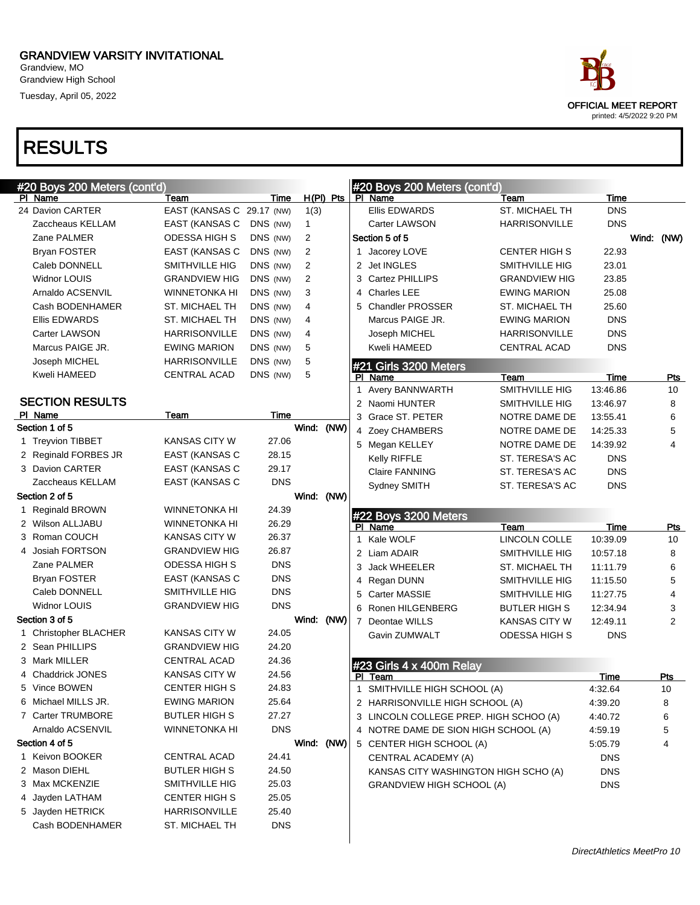# RESULTS

## #20 Boys 200 Meters (cont'd)

| Pl | Name | Team | Time | | H(Pl) | Pts |
|---|---|---|---|---|---|---|
| 24 | Davion CARTER | EAST (KANSAS C | 29.17 | (NW) | 1(3) | |
| | Zaccheaus KELLAM | EAST (KANSAS C | DNS | (NW) | 1 | |
| | Zane PALMER | ODESSA HIGH S | DNS | (NW) | 2 | |
| | Bryan FOSTER | EAST (KANSAS C | DNS | (NW) | 2 | |
| | Caleb DONNELL | SMITHVILLE HIG | DNS | (NW) | 2 | |
| | Widnor LOUIS | GRANDVIEW HIG | DNS | (NW) | 2 | |
| | Arnaldo ACSENVIL | WINNETONKA HI | DNS | (NW) | 3 | |
| | Cash BODENHAMER | ST. MICHAEL TH | DNS | (NW) | 4 | |
| | Ellis EDWARDS | ST. MICHAEL TH | DNS | (NW) | 4 | |
| | Carter LAWSON | HARRISONVILLE | DNS | (NW) | 4 | |
| | Marcus PAIGE JR. | EWING MARION | DNS | (NW) | 5 | |
| | Joseph MICHEL | HARRISONVILLE | DNS | (NW) | 5 | |
| | Kweli HAMEED | CENTRAL ACAD | DNS | (NW) | 5 | |

### SECTION RESULTS

| Pl | Name | Team | Time |
|---|---|---|---|
| **Section 1 of 5** | | | **Wind: (NW)** |
| 1 | Treyvion TIBBET | KANSAS CITY W | 27.06 |
| 2 | Reginald FORBES JR | EAST (KANSAS C | 28.15 |
| 3 | Davion CARTER | EAST (KANSAS C | 29.17 |
| | Zaccheaus KELLAM | EAST (KANSAS C | DNS |
| **Section 2 of 5** | | | **Wind: (NW)** |
| 1 | Reginald BROWN | WINNETONKA HI | 24.39 |
| 2 | Wilson ALLJABU | WINNETONKA HI | 26.29 |
| 3 | Roman COUCH | KANSAS CITY W | 26.37 |
| 4 | Josiah FORTSON | GRANDVIEW HIG | 26.87 |
| | Zane PALMER | ODESSA HIGH S | DNS |
| | Bryan FOSTER | EAST (KANSAS C | DNS |
| | Caleb DONNELL | SMITHVILLE HIG | DNS |
| | Widnor LOUIS | GRANDVIEW HIG | DNS |
| **Section 3 of 5** | | | **Wind: (NW)** |
| 1 | Christopher BLACHER | KANSAS CITY W | 24.05 |
| 2 | Sean PHILLIPS | GRANDVIEW HIG | 24.20 |
| 3 | Mark MILLER | CENTRAL ACAD | 24.36 |
| 4 | Chaddrick JONES | KANSAS CITY W | 24.56 |
| 5 | Vince BOWEN | CENTER HIGH S | 24.83 |
| 6 | Michael MILLS JR. | EWING MARION | 25.64 |
| 7 | Carter TRUMBORE | BUTLER HIGH S | 27.27 |
| | Arnaldo ACSENVIL | WINNETONKA HI | DNS |
| **Section 4 of 5** | | | **Wind: (NW)** |
| 1 | Keivon BOOKER | CENTRAL ACAD | 24.41 |
| 2 | Mason DIEHL | BUTLER HIGH S | 24.50 |
| 3 | Max MCKENZIE | SMITHVILLE HIG | 25.03 |
| 4 | Jayden LATHAM | CENTER HIGH S | 25.05 |
| 5 | Jayden HETRICK | HARRISONVILLE | 25.40 |
| | Cash BODENHAMER | ST. MICHAEL TH | DNS |
| | Ellis EDWARDS | ST. MICHAEL TH | DNS |
| | Carter LAWSON | HARRISONVILLE | DNS |
| **Section 5 of 5** | | | **Wind: (NW)** |
| 1 | Jacorey LOVE | CENTER HIGH S | 22.93 |
| 2 | Jet INGLES | SMITHVILLE HIG | 23.01 |
| 3 | Cartez PHILLIPS | GRANDVIEW HIG | 23.85 |
| 4 | Charles LEE | EWING MARION | 25.08 |
| 5 | Chandler PROSSER | ST. MICHAEL TH | 25.60 |
| | Marcus PAIGE JR. | EWING MARION | DNS |
| | Joseph MICHEL | HARRISONVILLE | DNS |
| | Kweli HAMEED | CENTRAL ACAD | DNS |

## #21 Girls 3200 Meters

| Pl | Name | Team | Time | Pts |
|---|---|---|---|---|
| 1 | Avery BANNWARTH | SMITHVILLE HIG | 13:46.86 | 10 |
| 2 | Naomi HUNTER | SMITHVILLE HIG | 13:46.97 | 8 |
| 3 | Grace ST. PETER | NOTRE DAME DE | 13:55.41 | 6 |
| 4 | Zoey CHAMBERS | NOTRE DAME DE | 14:25.33 | 5 |
| 5 | Megan KELLEY | NOTRE DAME DE | 14:39.92 | 4 |
| | Kelly RIFFLE | ST. TERESA'S AC | DNS | |
| | Claire FANNING | ST. TERESA'S AC | DNS | |
| | Sydney SMITH | ST. TERESA'S AC | DNS | |

## #22 Boys 3200 Meters

| Pl | Name | Team | Time | Pts |
|---|---|---|---|---|
| 1 | Kale WOLF | LINCOLN COLLE | 10:39.09 | 10 |
| 2 | Liam ADAIR | SMITHVILLE HIG | 10:57.18 | 8 |
| 3 | Jack WHEELER | ST. MICHAEL TH | 11:11.79 | 6 |
| 4 | Regan DUNN | SMITHVILLE HIG | 11:15.50 | 5 |
| 5 | Carter MASSIE | SMITHVILLE HIG | 11:27.75 | 4 |
| 6 | Ronen HILGENBERG | BUTLER HIGH S | 12:34.94 | 3 |
| 7 | Deontae WILLS | KANSAS CITY W | 12:49.11 | 2 |
| | Gavin ZUMWALT | ODESSA HIGH S | DNS | |

## #23 Girls 4 x 400m Relay

| Pl | Team | Time | Pts |
|---|---|---|---|
| 1 | SMITHVILLE HIGH SCHOOL (A) | 4:32.64 | 10 |
| 2 | HARRISONVILLE HIGH SCHOOL (A) | 4:39.20 | 8 |
| 3 | LINCOLN COLLEGE PREP. HIGH SCHOO (A) | 4:40.72 | 6 |
| 4 | NOTRE DAME DE SION HIGH SCHOOL (A) | 4:59.19 | 5 |
| 5 | CENTER HIGH SCHOOL (A) | 5:05.79 | 4 |
| | CENTRAL ACADEMY (A) | DNS | |
| | KANSAS CITY WASHINGTON HIGH SCHO (A) | DNS | |
| | GRANDVIEW HIGH SCHOOL (A) | DNS | |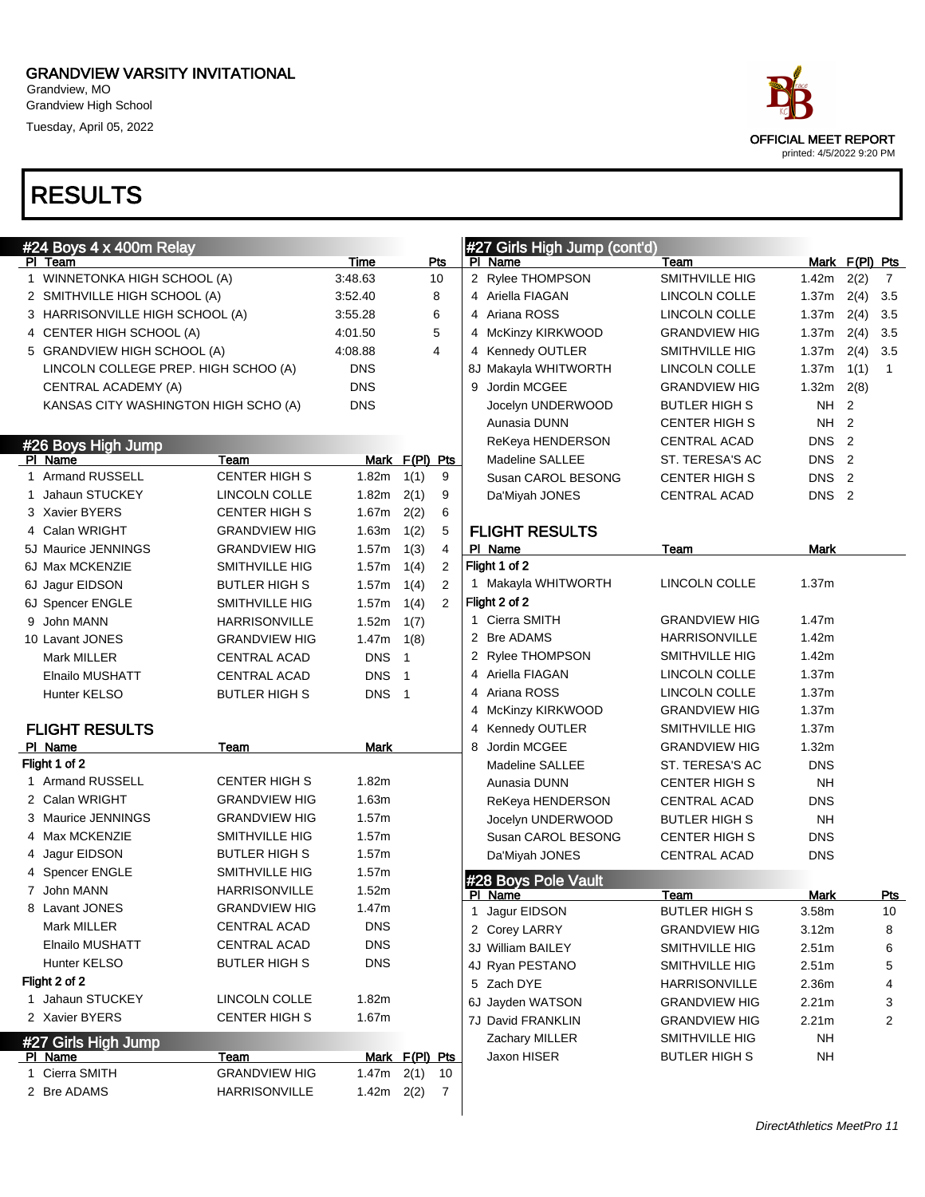GRANDVIEW VARSITY INVITATIONAL
Grandview, MO
Grandview High School
Tuesday, April 05, 2022

OFFICIAL MEET REPORT
printed: 4/5/2022 9:20 PM

# RESULTS

## #24 Boys 4 x 400m Relay

| Pl | Team | Time | Pts |
|---|---|---|---|
| 1 | WINNETONKA HIGH SCHOOL (A) | 3:48.63 | 10 |
| 2 | SMITHVILLE HIGH SCHOOL (A) | 3:52.40 | 8 |
| 3 | HARRISONVILLE HIGH SCHOOL (A) | 3:55.28 | 6 |
| 4 | CENTER HIGH SCHOOL (A) | 4:01.50 | 5 |
| 5 | GRANDVIEW HIGH SCHOOL (A) | 4:08.88 | 4 |
| | LINCOLN COLLEGE PREP. HIGH SCHOO (A) | DNS | |
| | CENTRAL ACADEMY (A) | DNS | |
| | KANSAS CITY WASHINGTON HIGH SCHO (A) | DNS | |

## #26 Boys High Jump

| Pl | Name | Team | Mark | F(Pl) | Pts |
|---|---|---|---|---|---|
| 1 | Armand RUSSELL | CENTER HIGH S | 1.82m | 1(1) | 9 |
| 1 | Jahaun STUCKEY | LINCOLN COLLE | 1.82m | 2(1) | 9 |
| 3 | Xavier BYERS | CENTER HIGH S | 1.67m | 2(2) | 6 |
| 4 | Calan WRIGHT | GRANDVIEW HIG | 1.63m | 1(2) | 5 |
| 5J | Maurice JENNINGS | GRANDVIEW HIG | 1.57m | 1(3) | 4 |
| 6J | Max MCKENZIE | SMITHVILLE HIG | 1.57m | 1(4) | 2 |
| 6J | Jagur EIDSON | BUTLER HIGH S | 1.57m | 1(4) | 2 |
| 6J | Spencer ENGLE | SMITHVILLE HIG | 1.57m | 1(4) | 2 |
| 9 | John MANN | HARRISONVILLE | 1.52m | 1(7) | |
| 10 | Lavant JONES | GRANDVIEW HIG | 1.47m | 1(8) | |
| | Mark MILLER | CENTRAL ACAD | DNS | 1 | |
| | Elnailo MUSHATT | CENTRAL ACAD | DNS | 1 | |
| | Hunter KELSO | BUTLER HIGH S | DNS | 1 | |

### FLIGHT RESULTS

| Pl | Name | Team | Mark |
|---|---|---|---|
| Flight 1 of 2 | | | |
| 1 | Armand RUSSELL | CENTER HIGH S | 1.82m |
| 2 | Calan WRIGHT | GRANDVIEW HIG | 1.63m |
| 3 | Maurice JENNINGS | GRANDVIEW HIG | 1.57m |
| 4 | Max MCKENZIE | SMITHVILLE HIG | 1.57m |
| 4 | Jagur EIDSON | BUTLER HIGH S | 1.57m |
| 4 | Spencer ENGLE | SMITHVILLE HIG | 1.57m |
| 7 | John MANN | HARRISONVILLE | 1.52m |
| 8 | Lavant JONES | GRANDVIEW HIG | 1.47m |
| | Mark MILLER | CENTRAL ACAD | DNS |
| | Elnailo MUSHATT | CENTRAL ACAD | DNS |
| | Hunter KELSO | BUTLER HIGH S | DNS |
| Flight 2 of 2 | | | |
| 1 | Jahaun STUCKEY | LINCOLN COLLE | 1.82m |
| 2 | Xavier BYERS | CENTER HIGH S | 1.67m |

## #27 Girls High Jump

| Pl | Name | Team | Mark | F(Pl) | Pts |
|---|---|---|---|---|---|
| 1 | Cierra SMITH | GRANDVIEW HIG | 1.47m | 2(1) | 10 |
| 2 | Bre ADAMS | HARRISONVILLE | 1.42m | 2(2) | 7 |
| 2 | Rylee THOMPSON | SMITHVILLE HIG | 1.42m | 2(2) | 7 |
| 4 | Ariella FIAGAN | LINCOLN COLLE | 1.37m | 2(4) | 3.5 |
| 4 | Ariana ROSS | LINCOLN COLLE | 1.37m | 2(4) | 3.5 |
| 4 | McKinzy KIRKWOOD | GRANDVIEW HIG | 1.37m | 2(4) | 3.5 |
| 4 | Kennedy OUTLER | SMITHVILLE HIG | 1.37m | 2(4) | 3.5 |
| 8J | Makayla WHITWORTH | LINCOLN COLLE | 1.37m | 1(1) | 1 |
| 9 | Jordin MCGEE | GRANDVIEW HIG | 1.32m | 2(8) | |
| | Jocelyn UNDERWOOD | BUTLER HIGH S | NH | 2 | |
| | Aunasia DUNN | CENTER HIGH S | NH | 2 | |
| | ReKeya HENDERSON | CENTRAL ACAD | DNS | 2 | |
| | Madeline SALLEE | ST. TERESA'S AC | DNS | 2 | |
| | Susan CAROL BESONG | CENTER HIGH S | DNS | 2 | |
| | Da'Miyah JONES | CENTRAL ACAD | DNS | 2 | |

### FLIGHT RESULTS

| Pl | Name | Team | Mark |
|---|---|---|---|
| Flight 1 of 2 | | | |
| 1 | Makayla WHITWORTH | LINCOLN COLLE | 1.37m |
| Flight 2 of 2 | | | |
| 1 | Cierra SMITH | GRANDVIEW HIG | 1.47m |
| 2 | Bre ADAMS | HARRISONVILLE | 1.42m |
| 2 | Rylee THOMPSON | SMITHVILLE HIG | 1.42m |
| 4 | Ariella FIAGAN | LINCOLN COLLE | 1.37m |
| 4 | Ariana ROSS | LINCOLN COLLE | 1.37m |
| 4 | McKinzy KIRKWOOD | GRANDVIEW HIG | 1.37m |
| 4 | Kennedy OUTLER | SMITHVILLE HIG | 1.37m |
| 8 | Jordin MCGEE | GRANDVIEW HIG | 1.32m |
| | Madeline SALLEE | ST. TERESA'S AC | DNS |
| | Aunasia DUNN | CENTER HIGH S | NH |
| | ReKeya HENDERSON | CENTRAL ACAD | DNS |
| | Jocelyn UNDERWOOD | BUTLER HIGH S | NH |
| | Susan CAROL BESONG | CENTER HIGH S | DNS |
| | Da'Miyah JONES | CENTRAL ACAD | DNS |

## #28 Boys Pole Vault

| Pl | Name | Team | Mark | Pts |
|---|---|---|---|---|
| 1 | Jagur EIDSON | BUTLER HIGH S | 3.58m | 10 |
| 2 | Corey LARRY | GRANDVIEW HIG | 3.12m | 8 |
| 3J | William BAILEY | SMITHVILLE HIG | 2.51m | 6 |
| 4J | Ryan PESTANO | SMITHVILLE HIG | 2.51m | 5 |
| 5 | Zach DYE | HARRISONVILLE | 2.36m | 4 |
| 6J | Jayden WATSON | GRANDVIEW HIG | 2.21m | 3 |
| 7J | David FRANKLIN | GRANDVIEW HIG | 2.21m | 2 |
| | Zachary MILLER | SMITHVILLE HIG | NH | |
| | Jaxon HISER | BUTLER HIGH S | NH | |

*DirectAthletics MeetPro 11*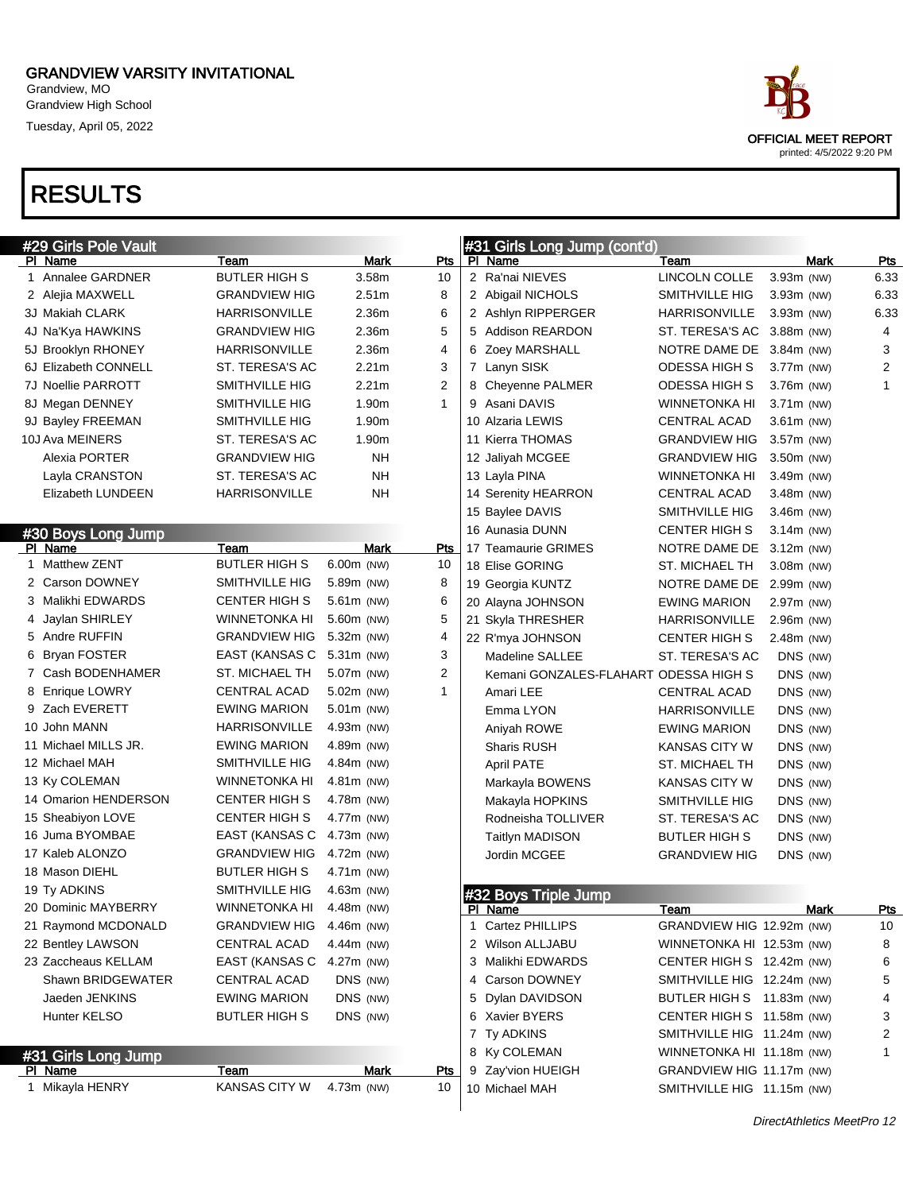GRANDVIEW VARSITY INVITATIONAL
Grandview, MO
Grandview High School
Tuesday, April 05, 2022

OFFICIAL MEET REPORT
printed: 4/5/2022 9:20 PM

# RESULTS

## #29 Girls Pole Vault

| Pl | Name | Team | Mark | Pts |
|---|---|---|---|---|
| 1 | Annalee GARDNER | BUTLER HIGH S | 3.58m | 10 |
| 2 | Alejia MAXWELL | GRANDVIEW HIG | 2.51m | 8 |
| 3J | Makiah CLARK | HARRISONVILLE | 2.36m | 6 |
| 4J | Na'Kya HAWKINS | GRANDVIEW HIG | 2.36m | 5 |
| 5J | Brooklyn RHONEY | HARRISONVILLE | 2.36m | 4 |
| 6J | Elizabeth CONNELL | ST. TERESA'S AC | 2.21m | 3 |
| 7J | Noellie PROTT | SMITHVILLE HIG | 2.21m | 2 |
| 8J | Megan DENNEY | SMITHVILLE HIG | 1.90m | 1 |
| 9J | Bayley FREEMAN | SMITHVILLE HIG | 1.90m | |
| 10J | Ava MEINERS | ST. TERESA'S AC | 1.90m | |
| | Alexia PORTER | GRANDVIEW HIG | NH | |
| | Layla CRANSTON | ST. TERESA'S AC | NH | |
| | Elizabeth LUNDEEN | HARRISONVILLE | NH | |

## #30 Boys Long Jump

| Pl | Name | Team | Mark | Pts |
|---|---|---|---|---|
| 1 | Matthew ZENT | BUTLER HIGH S | 6.00m (NW) | 10 |
| 2 | Carson DOWNEY | SMITHVILLE HIG | 5.89m (NW) | 8 |
| 3 | Malikhi EDWARDS | CENTER HIGH S | 5.61m (NW) | 6 |
| 4 | Jaylan SHIRLEY | WINNETONKA HI | 5.60m (NW) | 5 |
| 5 | Andre RUFFIN | GRANDVIEW HIG | 5.32m (NW) | 4 |
| 6 | Bryan FOSTER | EAST (KANSAS C | 5.31m (NW) | 3 |
| 7 | Cash BODENHAMER | ST. MICHAEL TH | 5.07m (NW) | 2 |
| 8 | Enrique LOWRY | CENTRAL ACAD | 5.02m (NW) | 1 |
| 9 | Zach EVERETT | EWING MARION | 5.01m (NW) | |
| 10 | John MANN | HARRISONVILLE | 4.93m (NW) | |
| 11 | Michael MILLS JR. | EWING MARION | 4.89m (NW) | |
| 12 | Michael MAH | SMITHVILLE HIG | 4.84m (NW) | |
| 13 | Ky COLEMAN | WINNETONKA HI | 4.81m (NW) | |
| 14 | Omarion HENDERSON | CENTER HIGH S | 4.78m (NW) | |
| 15 | Sheabiyon LOVE | CENTER HIGH S | 4.77m (NW) | |
| 16 | Juma BYOMBAE | EAST (KANSAS C | 4.73m (NW) | |
| 17 | Kaleb ALONZO | GRANDVIEW HIG | 4.72m (NW) | |
| 18 | Mason DIEHL | BUTLER HIGH S | 4.71m (NW) | |
| 19 | Ty ADKINS | SMITHVILLE HIG | 4.63m (NW) | |
| 20 | Dominic MAYBERRY | WINNETONKA HI | 4.48m (NW) | |
| 21 | Raymond MCDONALD | GRANDVIEW HIG | 4.46m (NW) | |
| 22 | Bentley LAWSON | CENTRAL ACAD | 4.44m (NW) | |
| 23 | Zaccheaus KELLAM | EAST (KANSAS C | 4.27m (NW) | |
| | Shawn BRIDGEWATER | CENTRAL ACAD | DNS (NW) | |
| | Jaeden JENKINS | EWING MARION | DNS (NW) | |
| | Hunter KELSO | BUTLER HIGH S | DNS (NW) | |

## #31 Girls Long Jump

| Pl | Name | Team | Mark | Pts |
|---|---|---|---|---|
| 1 | Mikayla HENRY | KANSAS CITY W | 4.73m (NW) | 10 |
| 2 | Ra'nai NIEVES | LINCOLN COLLE | 3.93m (NW) | 6.33 |
| 2 | Abigail NICHOLS | SMITHVILLE HIG | 3.93m (NW) | 6.33 |
| 2 | Ashlyn RIPPERGER | HARRISONVILLE | 3.93m (NW) | 6.33 |
| 5 | Addison REARDON | ST. TERESA'S AC | 3.88m (NW) | 4 |
| 6 | Zoey MARSHALL | NOTRE DAME DE | 3.84m (NW) | 3 |
| 7 | Lanyn SISK | ODESSA HIGH S | 3.77m (NW) | 2 |
| 8 | Cheyenne PALMER | ODESSA HIGH S | 3.76m (NW) | 1 |
| 9 | Asani DAVIS | WINNETONKA HI | 3.71m (NW) | |
| 10 | Alzaria LEWIS | CENTRAL ACAD | 3.61m (NW) | |
| 11 | Kierra THOMAS | GRANDVIEW HIG | 3.57m (NW) | |
| 12 | Jaliyah MCGEE | GRANDVIEW HIG | 3.50m (NW) | |
| 13 | Layla PINA | WINNETONKA HI | 3.49m (NW) | |
| 14 | Serenity HEARRON | CENTRAL ACAD | 3.48m (NW) | |
| 15 | Baylee DAVIS | SMITHVILLE HIG | 3.46m (NW) | |
| 16 | Aunasia DUNN | CENTER HIGH S | 3.14m (NW) | |
| 17 | Teamaurie GRIMES | NOTRE DAME DE | 3.12m (NW) | |
| 18 | Elise GORING | ST. MICHAEL TH | 3.08m (NW) | |
| 19 | Georgia KUNTZ | NOTRE DAME DE | 2.99m (NW) | |
| 20 | Alayna JOHNSON | EWING MARION | 2.97m (NW) | |
| 21 | Skyla THRESHER | HARRISONVILLE | 2.96m (NW) | |
| 22 | R'mya JOHNSON | CENTER HIGH S | 2.48m (NW) | |
| | Madeline SALLEE | ST. TERESA'S AC | DNS (NW) | |
| | Kemani GONZALES-FLAHART | ODESSA HIGH S | DNS (NW) | |
| | Amari LEE | CENTRAL ACAD | DNS (NW) | |
| | Emma LYON | HARRISONVILLE | DNS (NW) | |
| | Aniyah ROWE | EWING MARION | DNS (NW) | |
| | Sharis RUSH | KANSAS CITY W | DNS (NW) | |
| | April PATE | ST. MICHAEL TH | DNS (NW) | |
| | Markayla BOWENS | KANSAS CITY W | DNS (NW) | |
| | Makayla HOPKINS | SMITHVILLE HIG | DNS (NW) | |
| | Rodneisha TOLLIVER | ST. TERESA'S AC | DNS (NW) | |
| | Taitlyn MADISON | BUTLER HIGH S | DNS (NW) | |
| | Jordin MCGEE | GRANDVIEW HIG | DNS (NW) | |

## #32 Boys Triple Jump

| Pl | Name | Team | Mark | Pts |
|---|---|---|---|---|
| 1 | Cartez PHILLIPS | GRANDVIEW HIG | 12.92m (NW) | 10 |
| 2 | Wilson ALLJABU | WINNETONKA HI | 12.53m (NW) | 8 |
| 3 | Malikhi EDWARDS | CENTER HIGH S | 12.42m (NW) | 6 |
| 4 | Carson DOWNEY | SMITHVILLE HIG | 12.24m (NW) | 5 |
| 5 | Dylan DAVIDSON | BUTLER HIGH S | 11.83m (NW) | 4 |
| 6 | Xavier BYERS | CENTER HIGH S | 11.58m (NW) | 3 |
| 7 | Ty ADKINS | SMITHVILLE HIG | 11.24m (NW) | 2 |
| 8 | Ky COLEMAN | WINNETONKA HI | 11.18m (NW) | 1 |
| 9 | Zay'vion HUEIGH | GRANDVIEW HIG | 11.17m (NW) | |
| 10 | Michael MAH | SMITHVILLE HIG | 11.15m (NW) | |

*DirectAthletics MeetPro 12*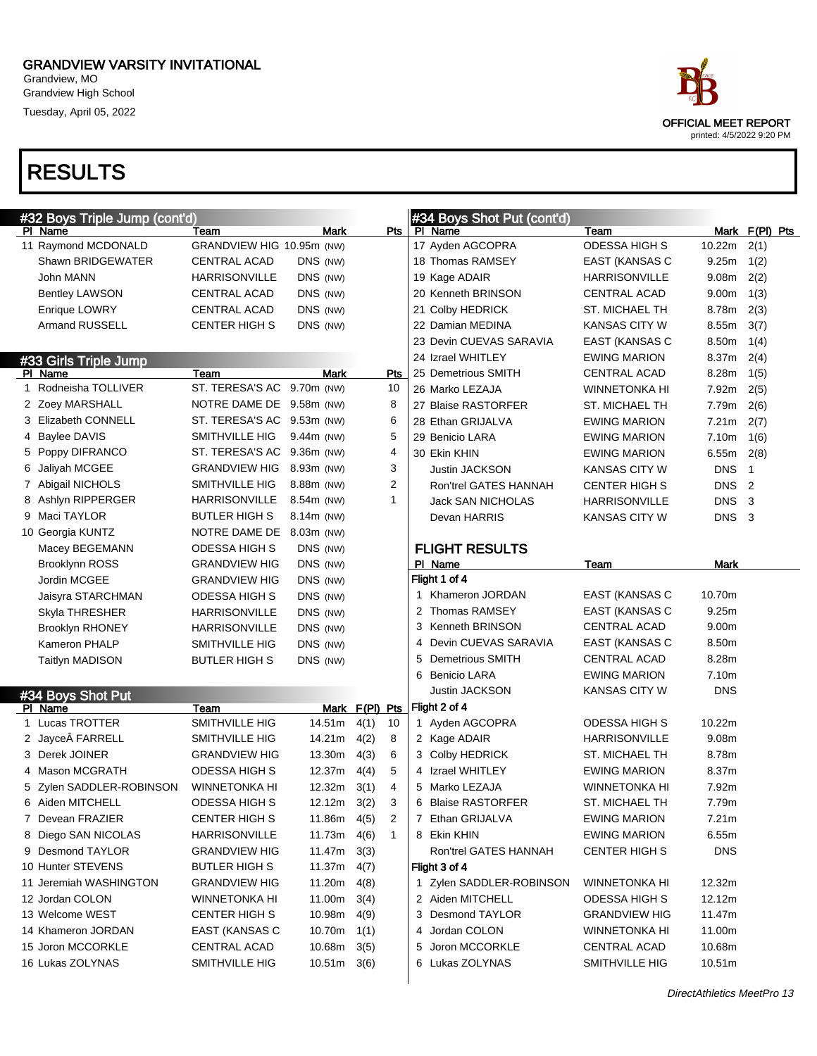GRANDVIEW VARSITY INVITATIONAL
Grandview, MO
Grandview High School
Tuesday, April 05, 2022

OFFICIAL MEET REPORT
printed: 4/5/2022 9:20 PM

# RESULTS

## #32 Boys Triple Jump (cont'd)

| Pl | Name | Team | Mark | Pts |
|---|---|---|---|---|
| 11 | Raymond MCDONALD | GRANDVIEW HIG | 10.95m (NW) | |
| | Shawn BRIDGEWATER | CENTRAL ACAD | DNS (NW) | |
| | John MANN | HARRISONVILLE | DNS (NW) | |
| | Bentley LAWSON | CENTRAL ACAD | DNS (NW) | |
| | Enrique LOWRY | CENTRAL ACAD | DNS (NW) | |
| | Armand RUSSELL | CENTER HIGH S | DNS (NW) | |

## #33 Girls Triple Jump

| Pl | Name | Team | Mark | Pts |
|---|---|---|---|---|
| 1 | Rodneisha TOLLIVER | ST. TERESA'S AC | 9.70m (NW) | 10 |
| 2 | Zoey MARSHALL | NOTRE DAME DE | 9.58m (NW) | 8 |
| 3 | Elizabeth CONNELL | ST. TERESA'S AC | 9.53m (NW) | 6 |
| 4 | Baylee DAVIS | SMITHVILLE HIG | 9.44m (NW) | 5 |
| 5 | Poppy DIFRANCO | ST. TERESA'S AC | 9.36m (NW) | 4 |
| 6 | Jaliyah MCGEE | GRANDVIEW HIG | 8.93m (NW) | 3 |
| 7 | Abigail NICHOLS | SMITHVILLE HIG | 8.88m (NW) | 2 |
| 8 | Ashlyn RIPPERGER | HARRISONVILLE | 8.54m (NW) | 1 |
| 9 | Maci TAYLOR | BUTLER HIGH S | 8.14m (NW) | |
| 10 | Georgia KUNTZ | NOTRE DAME DE | 8.03m (NW) | |
| | Macey BEGEMANN | ODESSA HIGH S | DNS (NW) | |
| | Brooklynn ROSS | GRANDVIEW HIG | DNS (NW) | |
| | Jordin MCGEE | GRANDVIEW HIG | DNS (NW) | |
| | Jaisyra STARCHMAN | ODESSA HIGH S | DNS (NW) | |
| | Skyla THRESHER | HARRISONVILLE | DNS (NW) | |
| | Brooklyn RHONEY | HARRISONVILLE | DNS (NW) | |
| | Kameron PHALP | SMITHVILLE HIG | DNS (NW) | |
| | Taitlyn MADISON | BUTLER HIGH S | DNS (NW) | |

## #34 Boys Shot Put

| Pl | Name | Team | Mark | F(Pl) | Pts |
|---|---|---|---|---|---|
| 1 | Lucas TROTTER | SMITHVILLE HIG | 14.51m | 4(1) | 10 |
| 2 | JayceÂ FARRELL | SMITHVILLE HIG | 14.21m | 4(2) | 8 |
| 3 | Derek JOINER | GRANDVIEW HIG | 13.30m | 4(3) | 6 |
| 4 | Mason MCGRATH | ODESSA HIGH S | 12.37m | 4(4) | 5 |
| 5 | Zylen SADDLER-ROBINSON | WINNETONKA HI | 12.32m | 3(1) | 4 |
| 6 | Aiden MITCHELL | ODESSA HIGH S | 12.12m | 3(2) | 3 |
| 7 | Devean FRAZIER | CENTER HIGH S | 11.86m | 4(5) | 2 |
| 8 | Diego SAN NICOLAS | HARRISONVILLE | 11.73m | 4(6) | 1 |
| 9 | Desmond TAYLOR | GRANDVIEW HIG | 11.47m | 3(3) | |
| 10 | Hunter STEVENS | BUTLER HIGH S | 11.37m | 4(7) | |
| 11 | Jeremiah WASHINGTON | GRANDVIEW HIG | 11.20m | 4(8) | |
| 12 | Jordan COLON | WINNETONKA HI | 11.00m | 3(4) | |
| 13 | Welcome WEST | CENTER HIGH S | 10.98m | 4(9) | |
| 14 | Khameron JORDAN | EAST (KANSAS C | 10.70m | 1(1) | |
| 15 | Joron MCCORKLE | CENTRAL ACAD | 10.68m | 3(5) | |
| 16 | Lukas ZOLYNAS | SMITHVILLE HIG | 10.51m | 3(6) | |
| 17 | Ayden AGCOPRA | ODESSA HIGH S | 10.22m | 2(1) | |
| 18 | Thomas RAMSEY | EAST (KANSAS C | 9.25m | 1(2) | |
| 19 | Kage ADAIR | HARRISONVILLE | 9.08m | 2(2) | |
| 20 | Kenneth BRINSON | CENTRAL ACAD | 9.00m | 1(3) | |
| 21 | Colby HEDRICK | ST. MICHAEL TH | 8.78m | 2(3) | |
| 22 | Damian MEDINA | KANSAS CITY W | 8.55m | 3(7) | |
| 23 | Devin CUEVAS SARAVIA | EAST (KANSAS C | 8.50m | 1(4) | |
| 24 | Izrael WHITLEY | EWING MARION | 8.37m | 2(4) | |
| 25 | Demetrious SMITH | CENTRAL ACAD | 8.28m | 1(5) | |
| 26 | Marko LEZAJA | WINNETONKA HI | 7.92m | 2(5) | |
| 27 | Blaise RASTORFER | ST. MICHAEL TH | 7.79m | 2(6) | |
| 28 | Ethan GRIJALVA | EWING MARION | 7.21m | 2(7) | |
| 29 | Benicio LARA | EWING MARION | 7.10m | 1(6) | |
| 30 | Ekin KHIN | EWING MARION | 6.55m | 2(8) | |
| | Justin JACKSON | KANSAS CITY W | DNS | 1 | |
| | Ron'trel GATES HANNAH | CENTER HIGH S | DNS | 2 | |
| | Jack SAN NICHOLAS | HARRISONVILLE | DNS | 3 | |
| | Devan HARRIS | KANSAS CITY W | DNS | 3 | |

### FLIGHT RESULTS

| Pl | Name | Team | Mark |
|---|---|---|---|
| **Flight 1 of 4** | | | |
| 1 | Khameron JORDAN | EAST (KANSAS C | 10.70m |
| 2 | Thomas RAMSEY | EAST (KANSAS C | 9.25m |
| 3 | Kenneth BRINSON | CENTRAL ACAD | 9.00m |
| 4 | Devin CUEVAS SARAVIA | EAST (KANSAS C | 8.50m |
| 5 | Demetrious SMITH | CENTRAL ACAD | 8.28m |
| 6 | Benicio LARA | EWING MARION | 7.10m |
| | Justin JACKSON | KANSAS CITY W | DNS |
| **Flight 2 of 4** | | | |
| 1 | Ayden AGCOPRA | ODESSA HIGH S | 10.22m |
| 2 | Kage ADAIR | HARRISONVILLE | 9.08m |
| 3 | Colby HEDRICK | ST. MICHAEL TH | 8.78m |
| 4 | Izrael WHITLEY | EWING MARION | 8.37m |
| 5 | Marko LEZAJA | WINNETONKA HI | 7.92m |
| 6 | Blaise RASTORFER | ST. MICHAEL TH | 7.79m |
| 7 | Ethan GRIJALVA | EWING MARION | 7.21m |
| 8 | Ekin KHIN | EWING MARION | 6.55m |
| | Ron'trel GATES HANNAH | CENTER HIGH S | DNS |
| **Flight 3 of 4** | | | |
| 1 | Zylen SADDLER-ROBINSON | WINNETONKA HI | 12.32m |
| 2 | Aiden MITCHELL | ODESSA HIGH S | 12.12m |
| 3 | Desmond TAYLOR | GRANDVIEW HIG | 11.47m |
| 4 | Jordan COLON | WINNETONKA HI | 11.00m |
| 5 | Joron MCCORKLE | CENTRAL ACAD | 10.68m |
| 6 | Lukas ZOLYNAS | SMITHVILLE HIG | 10.51m |

*DirectAthletics MeetPro 13*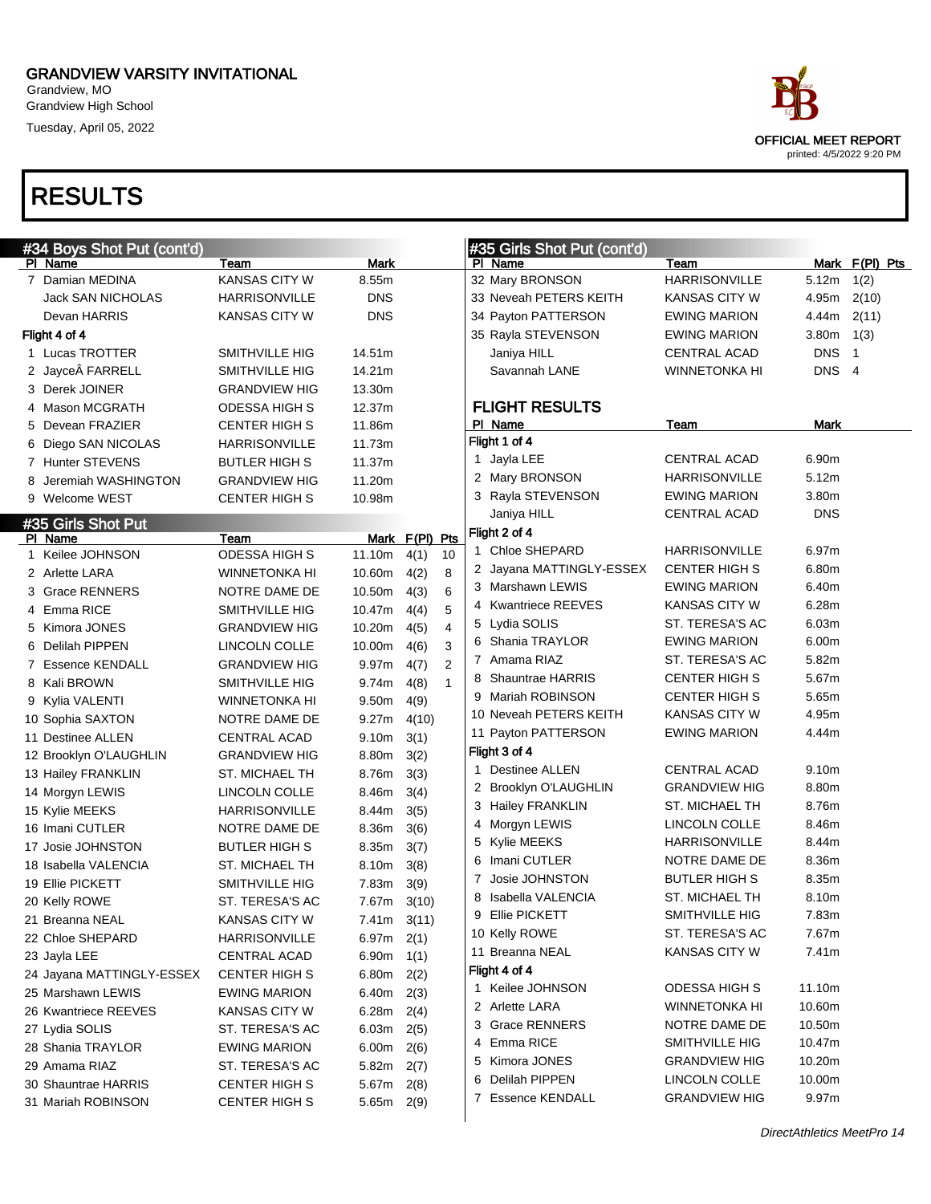# GRANDVIEW VARSITY INVITATIONAL

Grandview, MO
Grandview High School
Tuesday, April 05, 2022

OFFICIAL MEET REPORT
printed: 4/5/2022 9:20 PM

# RESULTS

## #34 Boys Shot Put (cont'd)

| Pl | Name | Team | Mark |
|---|---|---|---|
| 7 | Damian MEDINA | KANSAS CITY W | 8.55m |
| | Jack SAN NICHOLAS | HARRISONVILLE | DNS |
| | Devan HARRIS | KANSAS CITY W | DNS |
| **Flight 4 of 4** | | | |
| 1 | Lucas TROTTER | SMITHVILLE HIG | 14.51m |
| 2 | JayceÂ FARRELL | SMITHVILLE HIG | 14.21m |
| 3 | Derek JOINER | GRANDVIEW HIG | 13.30m |
| 4 | Mason MCGRATH | ODESSA HIGH S | 12.37m |
| 5 | Devean FRAZIER | CENTER HIGH S | 11.86m |
| 6 | Diego SAN NICOLAS | HARRISONVILLE | 11.73m |
| 7 | Hunter STEVENS | BUTLER HIGH S | 11.37m |
| 8 | Jeremiah WASHINGTON | GRANDVIEW HIG | 11.20m |
| 9 | Welcome WEST | CENTER HIGH S | 10.98m |

## #35 Girls Shot Put

| Pl | Name | Team | Mark | F(Pl) | Pts |
|---|---|---|---|---|---|
| 1 | Keilee JOHNSON | ODESSA HIGH S | 11.10m | 4(1) | 10 |
| 2 | Arlette LARA | WINNETONKA HI | 10.60m | 4(2) | 8 |
| 3 | Grace RENNERS | NOTRE DAME DE | 10.50m | 4(3) | 6 |
| 4 | Emma RICE | SMITHVILLE HIG | 10.47m | 4(4) | 5 |
| 5 | Kimora JONES | GRANDVIEW HIG | 10.20m | 4(5) | 4 |
| 6 | Delilah PIPPEN | LINCOLN COLLE | 10.00m | 4(6) | 3 |
| 7 | Essence KENDALL | GRANDVIEW HIG | 9.97m | 4(7) | 2 |
| 8 | Kali BROWN | SMITHVILLE HIG | 9.74m | 4(8) | 1 |
| 9 | Kylia VALENTI | WINNETONKA HI | 9.50m | 4(9) | |
| 10 | Sophia SAXTON | NOTRE DAME DE | 9.27m | 4(10) | |
| 11 | Destinee ALLEN | CENTRAL ACAD | 9.10m | 3(1) | |
| 12 | Brooklyn O'LAUGHLIN | GRANDVIEW HIG | 8.80m | 3(2) | |
| 13 | Hailey FRANKLIN | ST. MICHAEL TH | 8.76m | 3(3) | |
| 14 | Morgyn LEWIS | LINCOLN COLLE | 8.46m | 3(4) | |
| 15 | Kylie MEEKS | HARRISONVILLE | 8.44m | 3(5) | |
| 16 | Imani CUTLER | NOTRE DAME DE | 8.36m | 3(6) | |
| 17 | Josie JOHNSTON | BUTLER HIGH S | 8.35m | 3(7) | |
| 18 | Isabella VALENCIA | ST. MICHAEL TH | 8.10m | 3(8) | |
| 19 | Ellie PICKETT | SMITHVILLE HIG | 7.83m | 3(9) | |
| 20 | Kelly ROWE | ST. TERESA'S AC | 7.67m | 3(10) | |
| 21 | Breanna NEAL | KANSAS CITY W | 7.41m | 3(11) | |
| 22 | Chloe SHEPARD | HARRISONVILLE | 6.97m | 2(1) | |
| 23 | Jayla LEE | CENTRAL ACAD | 6.90m | 1(1) | |
| 24 | Jayana MATTINGLY-ESSEX | CENTER HIGH S | 6.80m | 2(2) | |
| 25 | Marshawn LEWIS | EWING MARION | 6.40m | 2(3) | |
| 26 | Kwantriece REEVES | KANSAS CITY W | 6.28m | 2(4) | |
| 27 | Lydia SOLIS | ST. TERESA'S AC | 6.03m | 2(5) | |
| 28 | Shania TRAYLOR | EWING MARION | 6.00m | 2(6) | |
| 29 | Amama RIAZ | ST. TERESA'S AC | 5.82m | 2(7) | |
| 30 | Shauntrae HARRIS | CENTER HIGH S | 5.67m | 2(8) | |
| 31 | Mariah ROBINSON | CENTER HIGH S | 5.65m | 2(9) | |
| 32 | Mary BRONSON | HARRISONVILLE | 5.12m | 1(2) | |
| 33 | Neveah PETERS KEITH | KANSAS CITY W | 4.95m | 2(10) | |
| 34 | Payton PATTERSON | EWING MARION | 4.44m | 2(11) | |
| 35 | Rayla STEVENSON | EWING MARION | 3.80m | 1(3) | |
| | Janiya HILL | CENTRAL ACAD | DNS | 1 | |
| | Savannah LANE | WINNETONKA HI | DNS | 4 | |

### FLIGHT RESULTS

| Pl | Name | Team | Mark |
|---|---|---|---|
| **Flight 1 of 4** | | | |
| 1 | Jayla LEE | CENTRAL ACAD | 6.90m |
| 2 | Mary BRONSON | HARRISONVILLE | 5.12m |
| 3 | Rayla STEVENSON | EWING MARION | 3.80m |
| | Janiya HILL | CENTRAL ACAD | DNS |
| **Flight 2 of 4** | | | |
| 1 | Chloe SHEPARD | HARRISONVILLE | 6.97m |
| 2 | Jayana MATTINGLY-ESSEX | CENTER HIGH S | 6.80m |
| 3 | Marshawn LEWIS | EWING MARION | 6.40m |
| 4 | Kwantriece REEVES | KANSAS CITY W | 6.28m |
| 5 | Lydia SOLIS | ST. TERESA'S AC | 6.03m |
| 6 | Shania TRAYLOR | EWING MARION | 6.00m |
| 7 | Amama RIAZ | ST. TERESA'S AC | 5.82m |
| 8 | Shauntrae HARRIS | CENTER HIGH S | 5.67m |
| 9 | Mariah ROBINSON | CENTER HIGH S | 5.65m |
| 10 | Neveah PETERS KEITH | KANSAS CITY W | 4.95m |
| 11 | Payton PATTERSON | EWING MARION | 4.44m |
| **Flight 3 of 4** | | | |
| 1 | Destinee ALLEN | CENTRAL ACAD | 9.10m |
| 2 | Brooklyn O'LAUGHLIN | GRANDVIEW HIG | 8.80m |
| 3 | Hailey FRANKLIN | ST. MICHAEL TH | 8.76m |
| 4 | Morgyn LEWIS | LINCOLN COLLE | 8.46m |
| 5 | Kylie MEEKS | HARRISONVILLE | 8.44m |
| 6 | Imani CUTLER | NOTRE DAME DE | 8.36m |
| 7 | Josie JOHNSTON | BUTLER HIGH S | 8.35m |
| 8 | Isabella VALENCIA | ST. MICHAEL TH | 8.10m |
| 9 | Ellie PICKETT | SMITHVILLE HIG | 7.83m |
| 10 | Kelly ROWE | ST. TERESA'S AC | 7.67m |
| 11 | Breanna NEAL | KANSAS CITY W | 7.41m |
| **Flight 4 of 4** | | | |
| 1 | Keilee JOHNSON | ODESSA HIGH S | 11.10m |
| 2 | Arlette LARA | WINNETONKA HI | 10.60m |
| 3 | Grace RENNERS | NOTRE DAME DE | 10.50m |
| 4 | Emma RICE | SMITHVILLE HIG | 10.47m |
| 5 | Kimora JONES | GRANDVIEW HIG | 10.20m |
| 6 | Delilah PIPPEN | LINCOLN COLLE | 10.00m |
| 7 | Essence KENDALL | GRANDVIEW HIG | 9.97m |

*DirectAthletics MeetPro 14*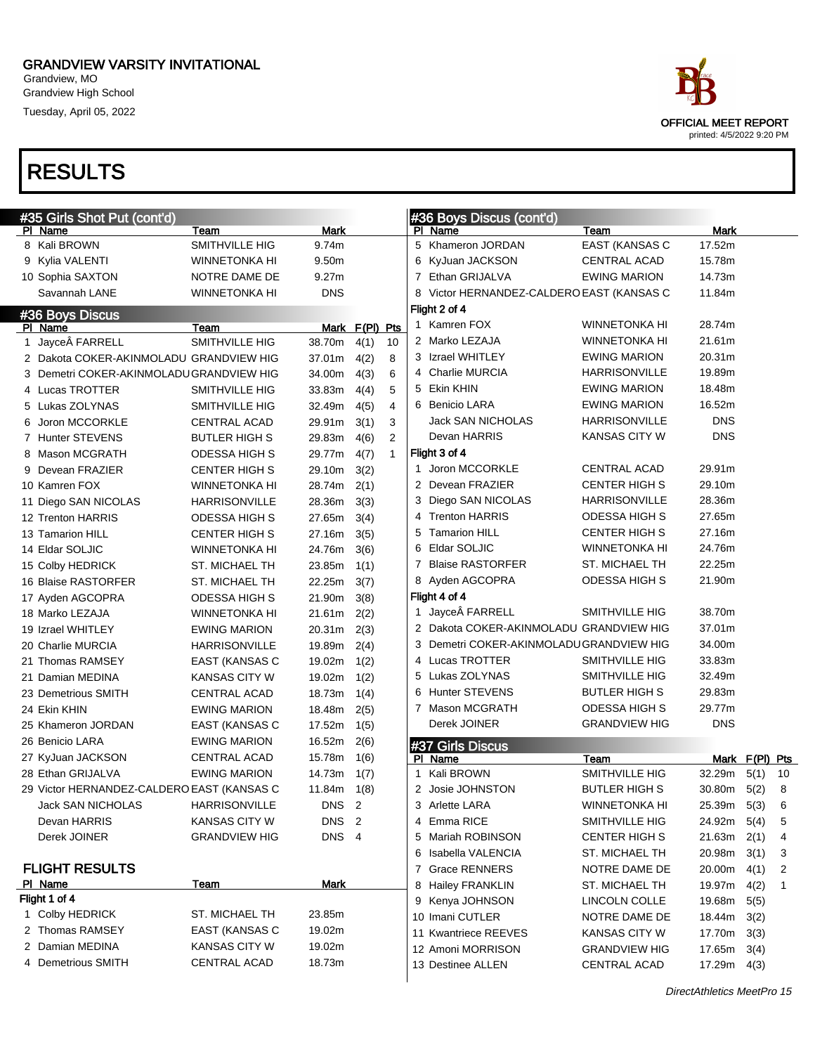GRANDVIEW VARSITY INVITATIONAL
Grandview, MO
Grandview High School
Tuesday, April 05, 2022

OFFICIAL MEET REPORT
printed: 4/5/2022 9:20 PM

# RESULTS

## #35 Girls Shot Put (cont'd)

| Pl | Name | Team | Mark |
|---|---|---|---|
| 8 | Kali BROWN | SMITHVILLE HIG | 9.74m |
| 9 | Kylia VALENTI | WINNETONKA HI | 9.50m |
| 10 | Sophia SAXTON | NOTRE DAME DE | 9.27m |
| | Savannah LANE | WINNETONKA HI | DNS |

## #36 Boys Discus

| Pl | Name | Team | Mark | F(Pl) | Pts |
|---|---|---|---|---|---|
| 1 | JayceÂ FARRELL | SMITHVILLE HIG | 38.70m | 4(1) | 10 |
| 2 | Dakota COKER-AKINMOLADU | GRANDVIEW HIG | 37.01m | 4(2) | 8 |
| 3 | Demetri COKER-AKINMOLADU | GRANDVIEW HIG | 34.00m | 4(3) | 6 |
| 4 | Lucas TROTTER | SMITHVILLE HIG | 33.83m | 4(4) | 5 |
| 5 | Lukas ZOLYNAS | SMITHVILLE HIG | 32.49m | 4(5) | 4 |
| 6 | Joron MCCORKLE | CENTRAL ACAD | 29.91m | 3(1) | 3 |
| 7 | Hunter STEVENS | BUTLER HIGH S | 29.83m | 4(6) | 2 |
| 8 | Mason MCGRATH | ODESSA HIGH S | 29.77m | 4(7) | 1 |
| 9 | Devean FRAZIER | CENTER HIGH S | 29.10m | 3(2) | |
| 10 | Kamren FOX | WINNETONKA HI | 28.74m | 2(1) | |
| 11 | Diego SAN NICOLAS | HARRISONVILLE | 28.36m | 3(3) | |
| 12 | Trenton HARRIS | ODESSA HIGH S | 27.65m | 3(4) | |
| 13 | Tamarion HILL | CENTER HIGH S | 27.16m | 3(5) | |
| 14 | Eldar SOLJIC | WINNETONKA HI | 24.76m | 3(6) | |
| 15 | Colby HEDRICK | ST. MICHAEL TH | 23.85m | 1(1) | |
| 16 | Blaise RASTORFER | ST. MICHAEL TH | 22.25m | 3(7) | |
| 17 | Ayden AGCOPRA | ODESSA HIGH S | 21.90m | 3(8) | |
| 18 | Marko LEZAJA | WINNETONKA HI | 21.61m | 2(2) | |
| 19 | Izrael WHITLEY | EWING MARION | 20.31m | 2(3) | |
| 20 | Charlie MURCIA | HARRISONVILLE | 19.89m | 2(4) | |
| 21 | Thomas RAMSEY | EAST (KANSAS C | 19.02m | 1(2) | |
| 21 | Damian MEDINA | KANSAS CITY W | 19.02m | 1(2) | |
| 23 | Demetrious SMITH | CENTRAL ACAD | 18.73m | 1(4) | |
| 24 | Ekin KHIN | EWING MARION | 18.48m | 2(5) | |
| 25 | Khameron JORDAN | EAST (KANSAS C | 17.52m | 1(5) | |
| 26 | Benicio LARA | EWING MARION | 16.52m | 2(6) | |
| 27 | KyJuan JACKSON | CENTRAL ACAD | 15.78m | 1(6) | |
| 28 | Ethan GRIJALVA | EWING MARION | 14.73m | 1(7) | |
| 29 | Victor HERNANDEZ-CALDERO | EAST (KANSAS C | 11.84m | 1(8) | |
| | Jack SAN NICHOLAS | HARRISONVILLE | DNS | 2 | |
| | Devan HARRIS | KANSAS CITY W | DNS | 2 | |
| | Derek JOINER | GRANDVIEW HIG | DNS | 4 | |

### FLIGHT RESULTS

| Pl | Name | Team | Mark |
|---|---|---|---|
| **Flight 1 of 4** | | | |
| 1 | Colby HEDRICK | ST. MICHAEL TH | 23.85m |
| 2 | Thomas RAMSEY | EAST (KANSAS C | 19.02m |
| 2 | Damian MEDINA | KANSAS CITY W | 19.02m |
| 4 | Demetrious SMITH | CENTRAL ACAD | 18.73m |
| 5 | Khameron JORDAN | EAST (KANSAS C | 17.52m |
| 6 | KyJuan JACKSON | CENTRAL ACAD | 15.78m |
| 7 | Ethan GRIJALVA | EWING MARION | 14.73m |
| 8 | Victor HERNANDEZ-CALDERO | EAST (KANSAS C | 11.84m |
| **Flight 2 of 4** | | | |
| 1 | Kamren FOX | WINNETONKA HI | 28.74m |
| 2 | Marko LEZAJA | WINNETONKA HI | 21.61m |
| 3 | Izrael WHITLEY | EWING MARION | 20.31m |
| 4 | Charlie MURCIA | HARRISONVILLE | 19.89m |
| 5 | Ekin KHIN | EWING MARION | 18.48m |
| 6 | Benicio LARA | EWING MARION | 16.52m |
| | Jack SAN NICHOLAS | HARRISONVILLE | DNS |
| | Devan HARRIS | KANSAS CITY W | DNS |
| **Flight 3 of 4** | | | |
| 1 | Joron MCCORKLE | CENTRAL ACAD | 29.91m |
| 2 | Devean FRAZIER | CENTER HIGH S | 29.10m |
| 3 | Diego SAN NICOLAS | HARRISONVILLE | 28.36m |
| 4 | Trenton HARRIS | ODESSA HIGH S | 27.65m |
| 5 | Tamarion HILL | CENTER HIGH S | 27.16m |
| 6 | Eldar SOLJIC | WINNETONKA HI | 24.76m |
| 7 | Blaise RASTORFER | ST. MICHAEL TH | 22.25m |
| 8 | Ayden AGCOPRA | ODESSA HIGH S | 21.90m |
| **Flight 4 of 4** | | | |
| 1 | JayceÂ FARRELL | SMITHVILLE HIG | 38.70m |
| 2 | Dakota COKER-AKINMOLADU | GRANDVIEW HIG | 37.01m |
| 3 | Demetri COKER-AKINMOLADU | GRANDVIEW HIG | 34.00m |
| 4 | Lucas TROTTER | SMITHVILLE HIG | 33.83m |
| 5 | Lukas ZOLYNAS | SMITHVILLE HIG | 32.49m |
| 6 | Hunter STEVENS | BUTLER HIGH S | 29.83m |
| 7 | Mason MCGRATH | ODESSA HIGH S | 29.77m |
| | Derek JOINER | GRANDVIEW HIG | DNS |

## #37 Girls Discus

| Pl | Name | Team | Mark | F(Pl) | Pts |
|---|---|---|---|---|---|
| 1 | Kali BROWN | SMITHVILLE HIG | 32.29m | 5(1) | 10 |
| 2 | Josie JOHNSTON | BUTLER HIGH S | 30.80m | 5(2) | 8 |
| 3 | Arlette LARA | WINNETONKA HI | 25.39m | 5(3) | 6 |
| 4 | Emma RICE | SMITHVILLE HIG | 24.92m | 5(4) | 5 |
| 5 | Mariah ROBINSON | CENTER HIGH S | 21.63m | 2(1) | 4 |
| 6 | Isabella VALENCIA | ST. MICHAEL TH | 20.98m | 3(1) | 3 |
| 7 | Grace RENNERS | NOTRE DAME DE | 20.00m | 4(1) | 2 |
| 8 | Hailey FRANKLIN | ST. MICHAEL TH | 19.97m | 4(2) | 1 |
| 9 | Kenya JOHNSON | LINCOLN COLLE | 19.68m | 5(5) | |
| 10 | Imani CUTLER | NOTRE DAME DE | 18.44m | 3(2) | |
| 11 | Kwantriece REEVES | KANSAS CITY W | 17.70m | 3(3) | |
| 12 | Amoni MORRISON | GRANDVIEW HIG | 17.65m | 3(4) | |
| 13 | Destinee ALLEN | CENTRAL ACAD | 17.29m | 4(3) | |

*DirectAthletics MeetPro 15*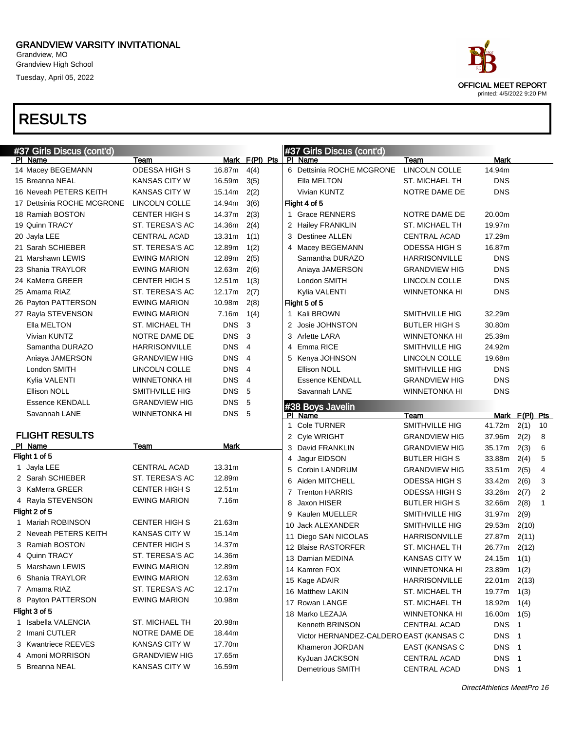GRANDVIEW VARSITY INVITATIONAL
Grandview, MO
Grandview High School
Tuesday, April 05, 2022

OFFICIAL MEET REPORT
printed: 4/5/2022 9:20 PM

# RESULTS

## #37 Girls Discus (cont'd)

| Pl | Name | Team | Mark | F(Pl) | Pts |
|---|---|---|---|---|---|
| 14 | Macey BEGEMANN | ODESSA HIGH S | 16.87m | 4(4) | |
| 15 | Breanna NEAL | KANSAS CITY W | 16.59m | 3(5) | |
| 16 | Neveah PETERS KEITH | KANSAS CITY W | 15.14m | 2(2) | |
| 17 | Dettsinia ROCHE MCGRONE | LINCOLN COLLE | 14.94m | 3(6) | |
| 18 | Ramiah BOSTON | CENTER HIGH S | 14.37m | 2(3) | |
| 19 | Quinn TRACY | ST. TERESA'S AC | 14.36m | 2(4) | |
| 20 | Jayla LEE | CENTRAL ACAD | 13.31m | 1(1) | |
| 21 | Sarah SCHIEBER | ST. TERESA'S AC | 12.89m | 1(2) | |
| 21 | Marshawn LEWIS | EWING MARION | 12.89m | 2(5) | |
| 23 | Shania TRAYLOR | EWING MARION | 12.63m | 2(6) | |
| 24 | KaMerra GREER | CENTER HIGH S | 12.51m | 1(3) | |
| 25 | Amama RIAZ | ST. TERESA'S AC | 12.17m | 2(7) | |
| 26 | Payton PATTERSON | EWING MARION | 10.98m | 2(8) | |
| 27 | Rayla STEVENSON | EWING MARION | 7.16m | 1(4) | |
| | Ella MELTON | ST. MICHAEL TH | DNS | 3 | |
| | Vivian KUNTZ | NOTRE DAME DE | DNS | 3 | |
| | Samantha DURAZO | HARRISONVILLE | DNS | 4 | |
| | Aniaya JAMERSON | GRANDVIEW HIG | DNS | 4 | |
| | London SMITH | LINCOLN COLLE | DNS | 4 | |
| | Kylia VALENTI | WINNETONKA HI | DNS | 4 | |
| | Ellison NOLL | SMITHVILLE HIG | DNS | 5 | |
| | Essence KENDALL | GRANDVIEW HIG | DNS | 5 | |
| | Savannah LANE | WINNETONKA HI | DNS | 5 | |

### FLIGHT RESULTS

| Pl | Name | Team | Mark |
|---|---|---|---|
| **Flight 1 of 5** | | | |
| 1 | Jayla LEE | CENTRAL ACAD | 13.31m |
| 2 | Sarah SCHIEBER | ST. TERESA'S AC | 12.89m |
| 3 | KaMerra GREER | CENTER HIGH S | 12.51m |
| 4 | Rayla STEVENSON | EWING MARION | 7.16m |
| **Flight 2 of 5** | | | |
| 1 | Mariah ROBINSON | CENTER HIGH S | 21.63m |
| 2 | Neveah PETERS KEITH | KANSAS CITY W | 15.14m |
| 3 | Ramiah BOSTON | CENTER HIGH S | 14.37m |
| 4 | Quinn TRACY | ST. TERESA'S AC | 14.36m |
| 5 | Marshawn LEWIS | EWING MARION | 12.89m |
| 6 | Shania TRAYLOR | EWING MARION | 12.63m |
| 7 | Amama RIAZ | ST. TERESA'S AC | 12.17m |
| 8 | Payton PATTERSON | EWING MARION | 10.98m |
| **Flight 3 of 5** | | | |
| 1 | Isabella VALENCIA | ST. MICHAEL TH | 20.98m |
| 2 | Imani CUTLER | NOTRE DAME DE | 18.44m |
| 3 | Kwantriece REEVES | KANSAS CITY W | 17.70m |
| 4 | Amoni MORRISON | GRANDVIEW HIG | 17.65m |
| 5 | Breanna NEAL | KANSAS CITY W | 16.59m |
| 6 | Dettsinia ROCHE MCGRONE | LINCOLN COLLE | 14.94m |
| | Ella MELTON | ST. MICHAEL TH | DNS |
| | Vivian KUNTZ | NOTRE DAME DE | DNS |
| **Flight 4 of 5** | | | |
| 1 | Grace RENNERS | NOTRE DAME DE | 20.00m |
| 2 | Hailey FRANKLIN | ST. MICHAEL TH | 19.97m |
| 3 | Destinee ALLEN | CENTRAL ACAD | 17.29m |
| 4 | Macey BEGEMANN | ODESSA HIGH S | 16.87m |
| | Samantha DURAZO | HARRISONVILLE | DNS |
| | Aniaya JAMERSON | GRANDVIEW HIG | DNS |
| | London SMITH | LINCOLN COLLE | DNS |
| | Kylia VALENTI | WINNETONKA HI | DNS |
| **Flight 5 of 5** | | | |
| 1 | Kali BROWN | SMITHVILLE HIG | 32.29m |
| 2 | Josie JOHNSTON | BUTLER HIGH S | 30.80m |
| 3 | Arlette LARA | WINNETONKA HI | 25.39m |
| 4 | Emma RICE | SMITHVILLE HIG | 24.92m |
| 5 | Kenya JOHNSON | LINCOLN COLLE | 19.68m |
| | Ellison NOLL | SMITHVILLE HIG | DNS |
| | Essence KENDALL | GRANDVIEW HIG | DNS |
| | Savannah LANE | WINNETONKA HI | DNS |

## #38 Boys Javelin

| Pl | Name | Team | Mark | F(Pl) | Pts |
|---|---|---|---|---|---|
| 1 | Cole TURNER | SMITHVILLE HIG | 41.72m | 2(1) | 10 |
| 2 | Cyle WRIGHT | GRANDVIEW HIG | 37.96m | 2(2) | 8 |
| 3 | David FRANKLIN | GRANDVIEW HIG | 35.17m | 2(3) | 6 |
| 4 | Jagur EIDSON | BUTLER HIGH S | 33.88m | 2(4) | 5 |
| 5 | Corbin LANDRUM | GRANDVIEW HIG | 33.51m | 2(5) | 4 |
| 6 | Aiden MITCHELL | ODESSA HIGH S | 33.42m | 2(6) | 3 |
| 7 | Trenton HARRIS | ODESSA HIGH S | 33.26m | 2(7) | 2 |
| 8 | Jaxon HISER | BUTLER HIGH S | 32.66m | 2(8) | 1 |
| 9 | Kaulen MUELLER | SMITHVILLE HIG | 31.97m | 2(9) | |
| 10 | Jack ALEXANDER | SMITHVILLE HIG | 29.53m | 2(10) | |
| 11 | Diego SAN NICOLAS | HARRISONVILLE | 27.87m | 2(11) | |
| 12 | Blaise RASTORFER | ST. MICHAEL TH | 26.77m | 2(12) | |
| 13 | Damian MEDINA | KANSAS CITY W | 24.15m | 1(1) | |
| 14 | Kamren FOX | WINNETONKA HI | 23.89m | 1(2) | |
| 15 | Kage ADAIR | HARRISONVILLE | 22.01m | 2(13) | |
| 16 | Matthew LAKIN | ST. MICHAEL TH | 19.77m | 1(3) | |
| 17 | Rowan LANGE | ST. MICHAEL TH | 18.92m | 1(4) | |
| 18 | Marko LEZAJA | WINNETONKA HI | 16.00m | 1(5) | |
| | Kenneth BRINSON | CENTRAL ACAD | DNS | 1 | |
| | Victor HERNANDEZ-CALDERO | EAST (KANSAS C | DNS | 1 | |
| | Khameron JORDAN | EAST (KANSAS C | DNS | 1 | |
| | KyJuan JACKSON | CENTRAL ACAD | DNS | 1 | |
| | Demetrious SMITH | CENTRAL ACAD | DNS | 1 | |

*DirectAthletics MeetPro 16*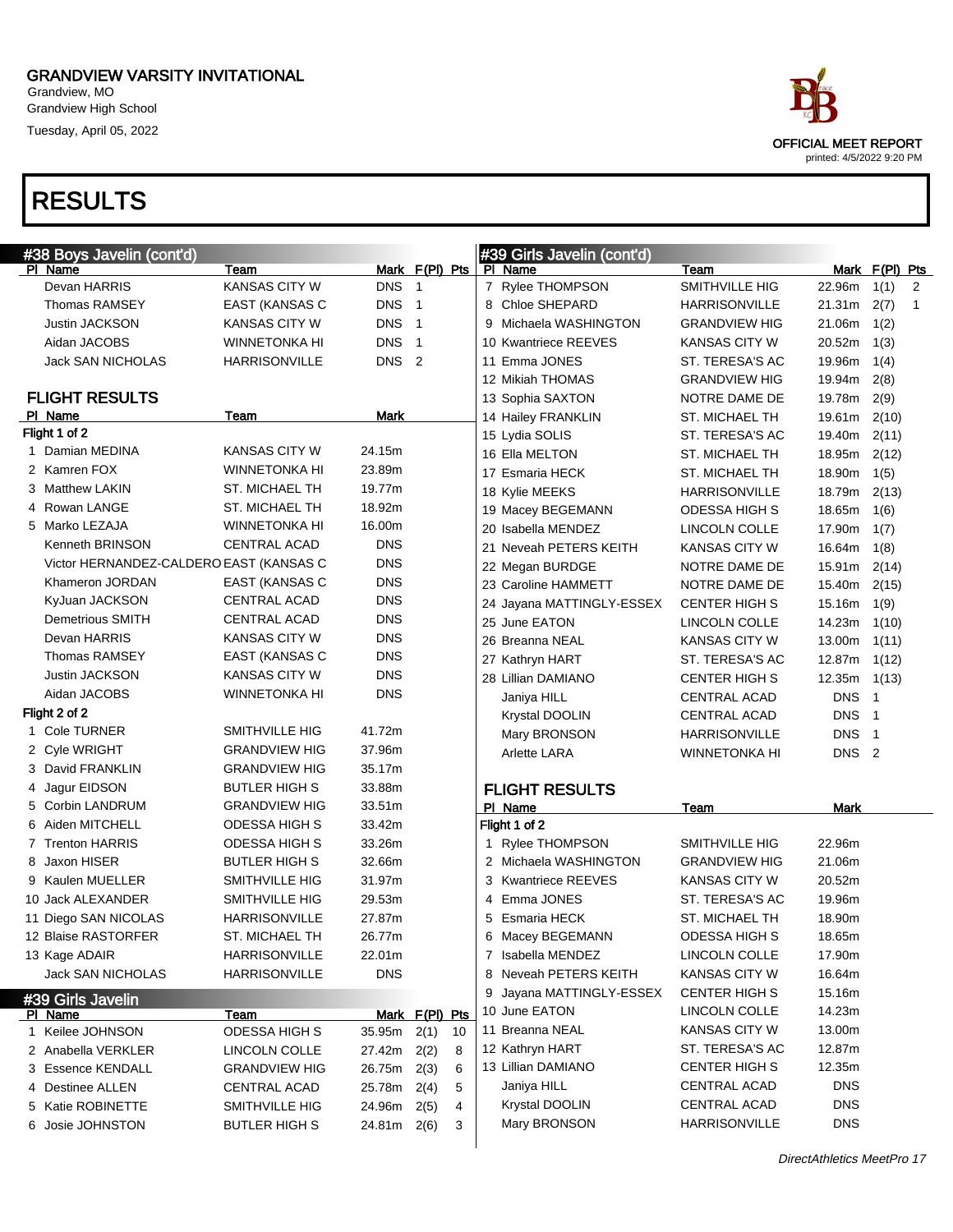# GRANDVIEW VARSITY INVITATIONAL

Grandview, MO
Grandview High School
Tuesday, April 05, 2022

OFFICIAL MEET REPORT
printed: 4/5/2022 9:20 PM

# RESULTS

## #38 Boys Javelin (cont'd)

| Pl | Name | Team | Mark | F(Pl) | Pts |
|---|---|---|---|---|---|
| | Devan HARRIS | KANSAS CITY W | DNS | 1 | |
| | Thomas RAMSEY | EAST (KANSAS C | DNS | 1 | |
| | Justin JACKSON | KANSAS CITY W | DNS | 1 | |
| | Aidan JACOBS | WINNETONKA HI | DNS | 1 | |
| | Jack SAN NICHOLAS | HARRISONVILLE | DNS | 2 | |

### FLIGHT RESULTS

| Pl | Name | Team | Mark |
|---|---|---|---|
| **Flight 1 of 2** | | | |
| 1 | Damian MEDINA | KANSAS CITY W | 24.15m |
| 2 | Kamren FOX | WINNETONKA HI | 23.89m |
| 3 | Matthew LAKIN | ST. MICHAEL TH | 19.77m |
| 4 | Rowan LANGE | ST. MICHAEL TH | 18.92m |
| 5 | Marko LEZAJA | WINNETONKA HI | 16.00m |
| | Kenneth BRINSON | CENTRAL ACAD | DNS |
| | Victor HERNANDEZ-CALDERO | EAST (KANSAS C | DNS |
| | Khameron JORDAN | EAST (KANSAS C | DNS |
| | KyJuan JACKSON | CENTRAL ACAD | DNS |
| | Demetrious SMITH | CENTRAL ACAD | DNS |
| | Devan HARRIS | KANSAS CITY W | DNS |
| | Thomas RAMSEY | EAST (KANSAS C | DNS |
| | Justin JACKSON | KANSAS CITY W | DNS |
| | Aidan JACOBS | WINNETONKA HI | DNS |
| **Flight 2 of 2** | | | |
| 1 | Cole TURNER | SMITHVILLE HIG | 41.72m |
| 2 | Cyle WRIGHT | GRANDVIEW HIG | 37.96m |
| 3 | David FRANKLIN | GRANDVIEW HIG | 35.17m |
| 4 | Jagur EIDSON | BUTLER HIGH S | 33.88m |
| 5 | Corbin LANDRUM | GRANDVIEW HIG | 33.51m |
| 6 | Aiden MITCHELL | ODESSA HIGH S | 33.42m |
| 7 | Trenton HARRIS | ODESSA HIGH S | 33.26m |
| 8 | Jaxon HISER | BUTLER HIGH S | 32.66m |
| 9 | Kaulen MUELLER | SMITHVILLE HIG | 31.97m |
| 10 | Jack ALEXANDER | SMITHVILLE HIG | 29.53m |
| 11 | Diego SAN NICOLAS | HARRISONVILLE | 27.87m |
| 12 | Blaise RASTORFER | ST. MICHAEL TH | 26.77m |
| 13 | Kage ADAIR | HARRISONVILLE | 22.01m |
| | Jack SAN NICHOLAS | HARRISONVILLE | DNS |

## #39 Girls Javelin

| Pl | Name | Team | Mark | F(Pl) | Pts |
|---|---|---|---|---|---|
| 1 | Keilee JOHNSON | ODESSA HIGH S | 35.95m | 2(1) | 10 |
| 2 | Anabella VERKLER | LINCOLN COLLE | 27.42m | 2(2) | 8 |
| 3 | Essence KENDALL | GRANDVIEW HIG | 26.75m | 2(3) | 6 |
| 4 | Destinee ALLEN | CENTRAL ACAD | 25.78m | 2(4) | 5 |
| 5 | Katie ROBINETTE | SMITHVILLE HIG | 24.96m | 2(5) | 4 |
| 6 | Josie JOHNSTON | BUTLER HIGH S | 24.81m | 2(6) | 3 |
| 7 | Rylee THOMPSON | SMITHVILLE HIG | 22.96m | 1(1) | 2 |
| 8 | Chloe SHEPARD | HARRISONVILLE | 21.31m | 2(7) | 1 |
| 9 | Michaela WASHINGTON | GRANDVIEW HIG | 21.06m | 1(2) | |
| 10 | Kwantriece REEVES | KANSAS CITY W | 20.52m | 1(3) | |
| 11 | Emma JONES | ST. TERESA'S AC | 19.96m | 1(4) | |
| 12 | Mikiah THOMAS | GRANDVIEW HIG | 19.94m | 2(8) | |
| 13 | Sophia SAXTON | NOTRE DAME DE | 19.78m | 2(9) | |
| 14 | Hailey FRANKLIN | ST. MICHAEL TH | 19.61m | 2(10) | |
| 15 | Lydia SOLIS | ST. TERESA'S AC | 19.40m | 2(11) | |
| 16 | Ella MELTON | ST. MICHAEL TH | 18.95m | 2(12) | |
| 17 | Esmaria HECK | ST. MICHAEL TH | 18.90m | 1(5) | |
| 18 | Kylie MEEKS | HARRISONVILLE | 18.79m | 2(13) | |
| 19 | Macey BEGEMANN | ODESSA HIGH S | 18.65m | 1(6) | |
| 20 | Isabella MENDEZ | LINCOLN COLLE | 17.90m | 1(7) | |
| 21 | Neveah PETERS KEITH | KANSAS CITY W | 16.64m | 1(8) | |
| 22 | Megan BURDGE | NOTRE DAME DE | 15.91m | 2(14) | |
| 23 | Caroline HAMMETT | NOTRE DAME DE | 15.40m | 2(15) | |
| 24 | Jayana MATTINGLY-ESSEX | CENTER HIGH S | 15.16m | 1(9) | |
| 25 | June EATON | LINCOLN COLLE | 14.23m | 1(10) | |
| 26 | Breanna NEAL | KANSAS CITY W | 13.00m | 1(11) | |
| 27 | Kathryn HART | ST. TERESA'S AC | 12.87m | 1(12) | |
| 28 | Lillian DAMIANO | CENTER HIGH S | 12.35m | 1(13) | |
| | Janiya HILL | CENTRAL ACAD | DNS | 1 | |
| | Krystal DOOLIN | CENTRAL ACAD | DNS | 1 | |
| | Mary BRONSON | HARRISONVILLE | DNS | 1 | |
| | Arlette LARA | WINNETONKA HI | DNS | 2 | |

### FLIGHT RESULTS

| Pl | Name | Team | Mark |
|---|---|---|---|
| **Flight 1 of 2** | | | |
| 1 | Rylee THOMPSON | SMITHVILLE HIG | 22.96m |
| 2 | Michaela WASHINGTON | GRANDVIEW HIG | 21.06m |
| 3 | Kwantriece REEVES | KANSAS CITY W | 20.52m |
| 4 | Emma JONES | ST. TERESA'S AC | 19.96m |
| 5 | Esmaria HECK | ST. MICHAEL TH | 18.90m |
| 6 | Macey BEGEMANN | ODESSA HIGH S | 18.65m |
| 7 | Isabella MENDEZ | LINCOLN COLLE | 17.90m |
| 8 | Neveah PETERS KEITH | KANSAS CITY W | 16.64m |
| 9 | Jayana MATTINGLY-ESSEX | CENTER HIGH S | 15.16m |
| 10 | June EATON | LINCOLN COLLE | 14.23m |
| 11 | Breanna NEAL | KANSAS CITY W | 13.00m |
| 12 | Kathryn HART | ST. TERESA'S AC | 12.87m |
| 13 | Lillian DAMIANO | CENTER HIGH S | 12.35m |
| | Janiya HILL | CENTRAL ACAD | DNS |
| | Krystal DOOLIN | CENTRAL ACAD | DNS |
| | Mary BRONSON | HARRISONVILLE | DNS |

*DirectAthletics MeetPro 17*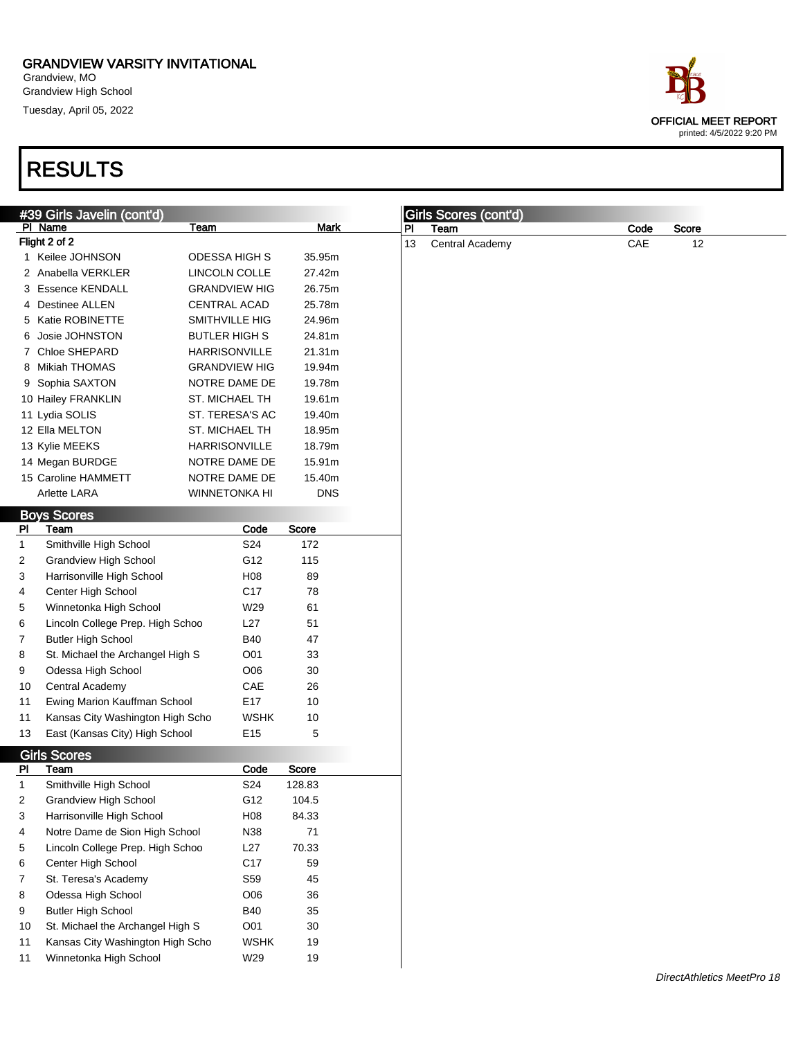# RESULTS

## #39 Girls Javelin (cont'd)

**Flight 2 of 2**

| Pl | Name | Team | Mark |
|---|---|---|---|
| 1 | Keilee JOHNSON | ODESSA HIGH S | 35.95m |
| 2 | Anabella VERKLER | LINCOLN COLLE | 27.42m |
| 3 | Essence KENDALL | GRANDVIEW HIG | 26.75m |
| 4 | Destinee ALLEN | CENTRAL ACAD | 25.78m |
| 5 | Katie ROBINETTE | SMITHVILLE HIG | 24.96m |
| 6 | Josie JOHNSTON | BUTLER HIGH S | 24.81m |
| 7 | Chloe SHEPARD | HARRISONVILLE | 21.31m |
| 8 | Mikiah THOMAS | GRANDVIEW HIG | 19.94m |
| 9 | Sophia SAXTON | NOTRE DAME DE | 19.78m |
| 10 | Hailey FRANKLIN | ST. MICHAEL TH | 19.61m |
| 11 | Lydia SOLIS | ST. TERESA'S AC | 19.40m |
| 12 | Ella MELTON | ST. MICHAEL TH | 18.95m |
| 13 | Kylie MEEKS | HARRISONVILLE | 18.79m |
| 14 | Megan BURDGE | NOTRE DAME DE | 15.91m |
| 15 | Caroline HAMMETT | NOTRE DAME DE | 15.40m |
| | Arlette LARA | WINNETONKA HI | DNS |

## Boys Scores

| Pl | Team | Code | Score |
|---|---|---|---|
| 1 | Smithville High School | S24 | 172 |
| 2 | Grandview High School | G12 | 115 |
| 3 | Harrisonville High School | H08 | 89 |
| 4 | Center High School | C17 | 78 |
| 5 | Winnetonka High School | W29 | 61 |
| 6 | Lincoln College Prep. High Schoo | L27 | 51 |
| 7 | Butler High School | B40 | 47 |
| 8 | St. Michael the Archangel High S | O01 | 33 |
| 9 | Odessa High School | O06 | 30 |
| 10 | Central Academy | CAE | 26 |
| 11 | Ewing Marion Kauffman School | E17 | 10 |
| 11 | Kansas City Washington High Scho | WSHK | 10 |
| 13 | East (Kansas City) High School | E15 | 5 |

## Girls Scores

| Pl | Team | Code | Score |
|---|---|---|---|
| 1 | Smithville High School | S24 | 128.83 |
| 2 | Grandview High School | G12 | 104.5 |
| 3 | Harrisonville High School | H08 | 84.33 |
| 4 | Notre Dame de Sion High School | N38 | 71 |
| 5 | Lincoln College Prep. High Schoo | L27 | 70.33 |
| 6 | Center High School | C17 | 59 |
| 7 | St. Teresa's Academy | S59 | 45 |
| 8 | Odessa High School | O06 | 36 |
| 9 | Butler High School | B40 | 35 |
| 10 | St. Michael the Archangel High S | O01 | 30 |
| 11 | Kansas City Washington High Scho | WSHK | 19 |
| 11 | Winnetonka High School | W29 | 19 |
| 13 | Central Academy | CAE | 12 |